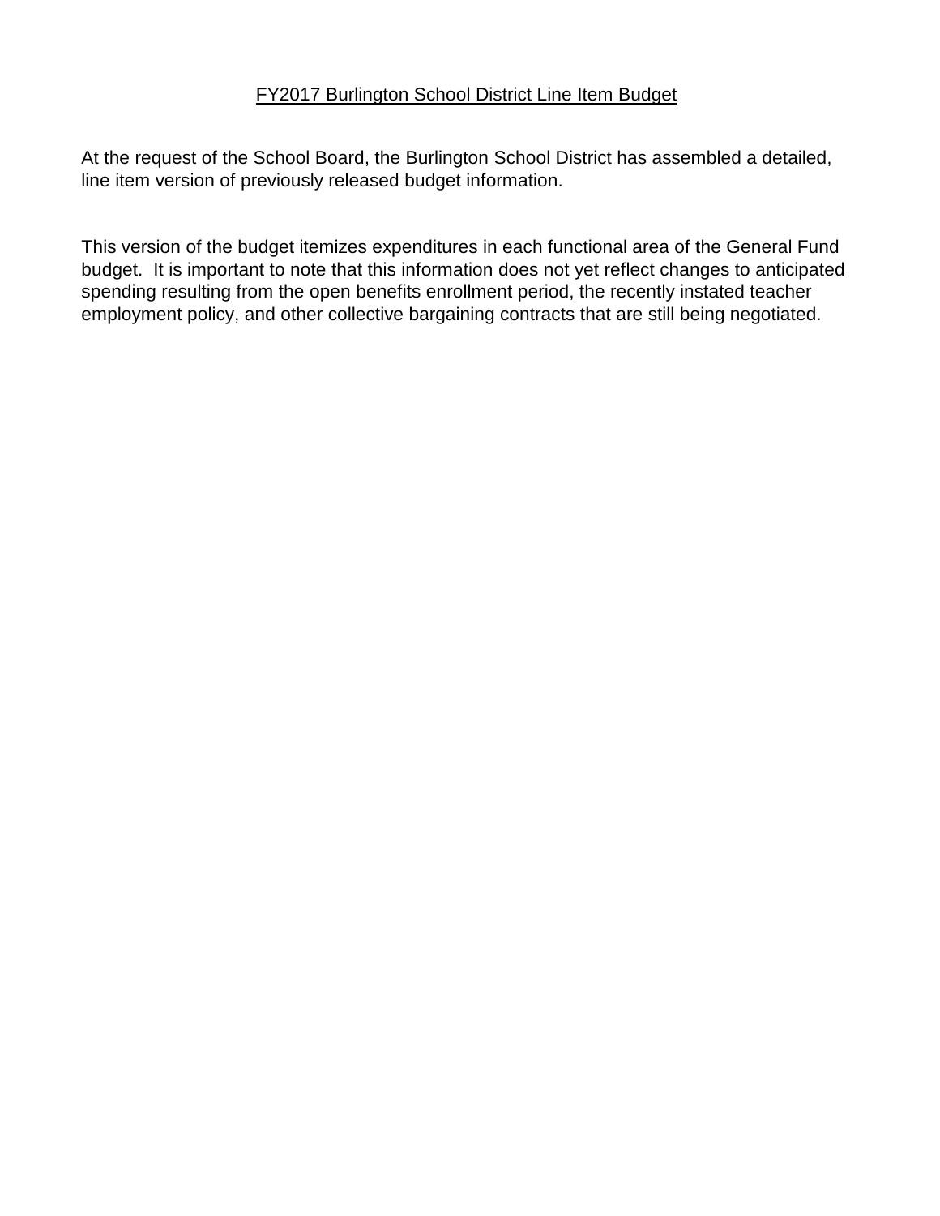# FY2017 Burlington School District Line Item Budget

At the request of the School Board, the Burlington School District has assembled a detailed, line item version of previously released budget information.

This version of the budget itemizes expenditures in each functional area of the General Fund budget. It is important to note that this information does not yet reflect changes to anticipated spending resulting from the open benefits enrollment period, the recently instated teacher employment policy, and other collective bargaining contracts that are still being negotiated.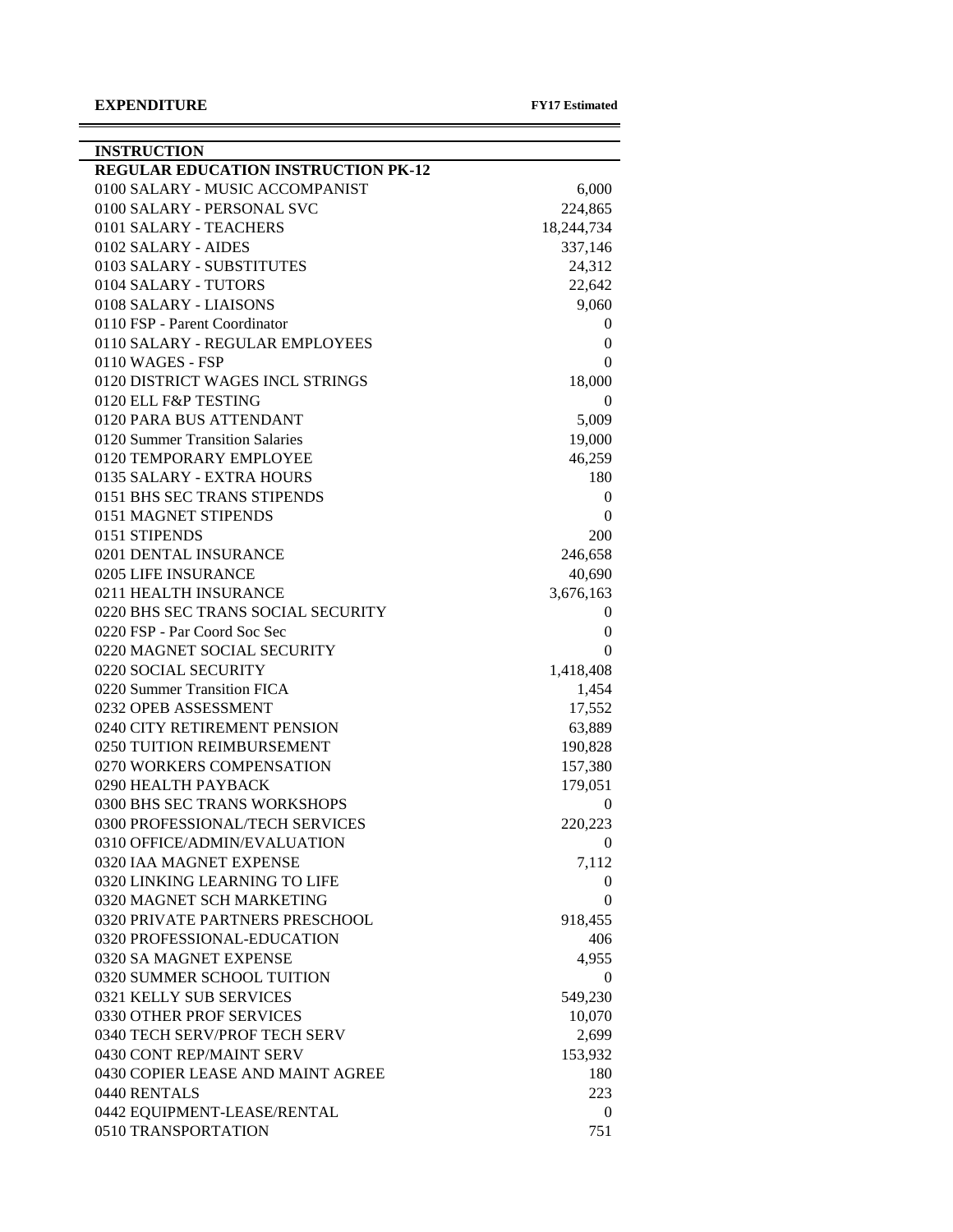| EXPENDITURE | FY17 Estimated |
|---|---|
| **INSTRUCTION** | |
| **REGULAR EDUCATION INSTRUCTION PK-12** | |
| 0100 SALARY - MUSIC ACCOMPANIST | 6,000 |
| 0100 SALARY - PERSONAL SVC | 224,865 |
| 0101 SALARY - TEACHERS | 18,244,734 |
| 0102 SALARY - AIDES | 337,146 |
| 0103 SALARY - SUBSTITUTES | 24,312 |
| 0104 SALARY - TUTORS | 22,642 |
| 0108 SALARY - LIAISONS | 9,060 |
| 0110 FSP - Parent Coordinator | 0 |
| 0110 SALARY - REGULAR EMPLOYEES | 0 |
| 0110 WAGES - FSP | 0 |
| 0120 DISTRICT WAGES INCL STRINGS | 18,000 |
| 0120 ELL F&P TESTING | 0 |
| 0120 PARA BUS ATTENDANT | 5,009 |
| 0120 Summer Transition Salaries | 19,000 |
| 0120 TEMPORARY EMPLOYEE | 46,259 |
| 0135 SALARY - EXTRA HOURS | 180 |
| 0151 BHS SEC TRANS STIPENDS | 0 |
| 0151 MAGNET STIPENDS | 0 |
| 0151 STIPENDS | 200 |
| 0201 DENTAL INSURANCE | 246,658 |
| 0205 LIFE INSURANCE | 40,690 |
| 0211 HEALTH INSURANCE | 3,676,163 |
| 0220 BHS SEC TRANS SOCIAL SECURITY | 0 |
| 0220 FSP - Par Coord Soc Sec | 0 |
| 0220 MAGNET SOCIAL SECURITY | 0 |
| 0220 SOCIAL SECURITY | 1,418,408 |
| 0220 Summer Transition FICA | 1,454 |
| 0232 OPEB ASSESSMENT | 17,552 |
| 0240 CITY RETIREMENT PENSION | 63,889 |
| 0250 TUITION REIMBURSEMENT | 190,828 |
| 0270 WORKERS COMPENSATION | 157,380 |
| 0290 HEALTH PAYBACK | 179,051 |
| 0300 BHS SEC TRANS WORKSHOPS | 0 |
| 0300 PROFESSIONAL/TECH SERVICES | 220,223 |
| 0310 OFFICE/ADMIN/EVALUATION | 0 |
| 0320 IAA MAGNET EXPENSE | 7,112 |
| 0320 LINKING LEARNING TO LIFE | 0 |
| 0320 MAGNET SCH MARKETING | 0 |
| 0320 PRIVATE PARTNERS PRESCHOOL | 918,455 |
| 0320 PROFESSIONAL-EDUCATION | 406 |
| 0320 SA MAGNET EXPENSE | 4,955 |
| 0320 SUMMER SCHOOL TUITION | 0 |
| 0321 KELLY SUB SERVICES | 549,230 |
| 0330 OTHER PROF SERVICES | 10,070 |
| 0340 TECH SERV/PROF TECH SERV | 2,699 |
| 0430 CONT REP/MAINT SERV | 153,932 |
| 0430 COPIER LEASE AND MAINT AGREE | 180 |
| 0440 RENTALS | 223 |
| 0442 EQUIPMENT-LEASE/RENTAL | 0 |
| 0510 TRANSPORTATION | 751 |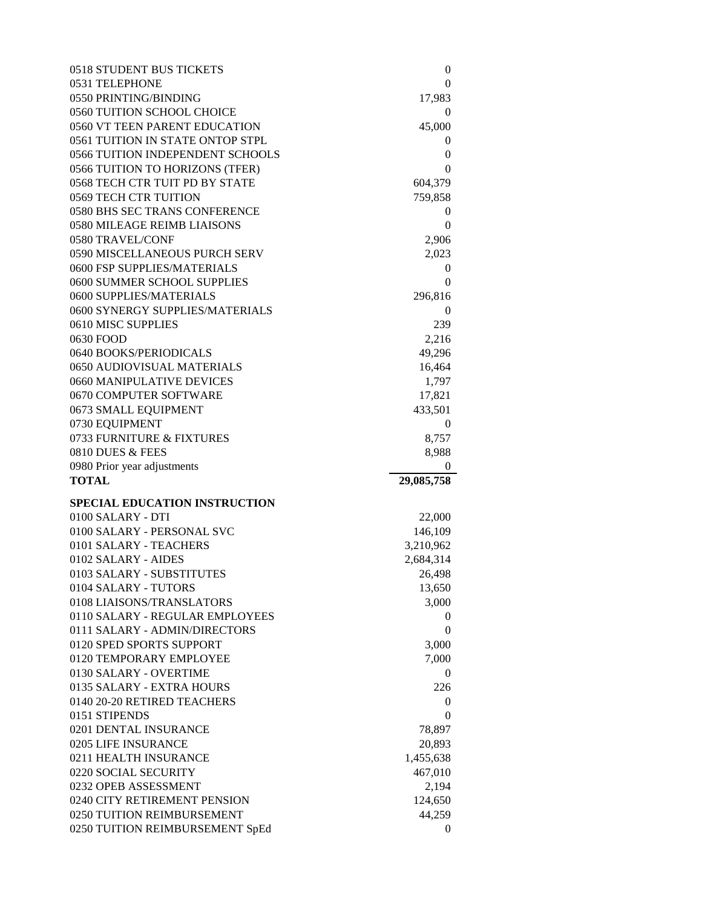| | |
|---|---|
| 0518 STUDENT BUS TICKETS | 0 |
| 0531 TELEPHONE | 0 |
| 0550 PRINTING/BINDING | 17,983 |
| 0560 TUITION SCHOOL CHOICE | 0 |
| 0560 VT TEEN PARENT EDUCATION | 45,000 |
| 0561 TUITION IN STATE ONTOP STPL | 0 |
| 0566 TUITION INDEPENDENT SCHOOLS | 0 |
| 0566 TUITION TO HORIZONS (TFER) | 0 |
| 0568 TECH CTR TUIT PD BY STATE | 604,379 |
| 0569 TECH CTR TUITION | 759,858 |
| 0580 BHS SEC TRANS CONFERENCE | 0 |
| 0580 MILEAGE REIMB LIAISONS | 0 |
| 0580 TRAVEL/CONF | 2,906 |
| 0590 MISCELLANEOUS PURCH SERV | 2,023 |
| 0600 FSP SUPPLIES/MATERIALS | 0 |
| 0600 SUMMER SCHOOL SUPPLIES | 0 |
| 0600 SUPPLIES/MATERIALS | 296,816 |
| 0600 SYNERGY SUPPLIES/MATERIALS | 0 |
| 0610 MISC SUPPLIES | 239 |
| 0630 FOOD | 2,216 |
| 0640 BOOKS/PERIODICALS | 49,296 |
| 0650 AUDIOVISUAL MATERIALS | 16,464 |
| 0660 MANIPULATIVE DEVICES | 1,797 |
| 0670 COMPUTER SOFTWARE | 17,821 |
| 0673 SMALL EQUIPMENT | 433,501 |
| 0730 EQUIPMENT | 0 |
| 0733 FURNITURE & FIXTURES | 8,757 |
| 0810 DUES & FEES | 8,988 |
| 0980 Prior year adjustments | 0 |
| **TOTAL** | **29,085,758** |

**SPECIAL EDUCATION INSTRUCTION**

| | |
|---|---|
| 0100 SALARY - DTI | 22,000 |
| 0100 SALARY - PERSONAL SVC | 146,109 |
| 0101 SALARY - TEACHERS | 3,210,962 |
| 0102 SALARY - AIDES | 2,684,314 |
| 0103 SALARY - SUBSTITUTES | 26,498 |
| 0104 SALARY - TUTORS | 13,650 |
| 0108 LIAISONS/TRANSLATORS | 3,000 |
| 0110 SALARY - REGULAR EMPLOYEES | 0 |
| 0111 SALARY - ADMIN/DIRECTORS | 0 |
| 0120 SPED SPORTS SUPPORT | 3,000 |
| 0120 TEMPORARY EMPLOYEE | 7,000 |
| 0130 SALARY - OVERTIME | 0 |
| 0135 SALARY - EXTRA HOURS | 226 |
| 0140 20-20 RETIRED TEACHERS | 0 |
| 0151 STIPENDS | 0 |
| 0201 DENTAL INSURANCE | 78,897 |
| 0205 LIFE INSURANCE | 20,893 |
| 0211 HEALTH INSURANCE | 1,455,638 |
| 0220 SOCIAL SECURITY | 467,010 |
| 0232 OPEB ASSESSMENT | 2,194 |
| 0240 CITY RETIREMENT PENSION | 124,650 |
| 0250 TUITION REIMBURSEMENT | 44,259 |
| 0250 TUITION REIMBURSEMENT SpEd | 0 |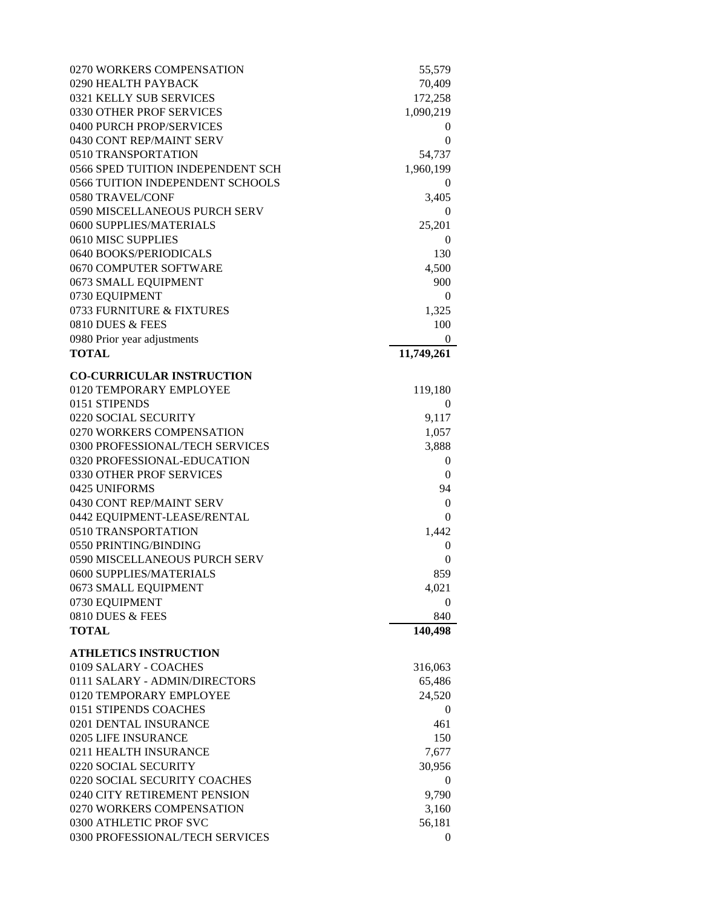| | |
|---|---|
| 0270 WORKERS COMPENSATION | 55,579 |
| 0290 HEALTH PAYBACK | 70,409 |
| 0321 KELLY SUB SERVICES | 172,258 |
| 0330 OTHER PROF SERVICES | 1,090,219 |
| 0400 PURCH PROP/SERVICES | 0 |
| 0430 CONT REP/MAINT SERV | 0 |
| 0510 TRANSPORTATION | 54,737 |
| 0566 SPED TUITION INDEPENDENT SCH | 1,960,199 |
| 0566 TUITION INDEPENDENT SCHOOLS | 0 |
| 0580 TRAVEL/CONF | 3,405 |
| 0590 MISCELLANEOUS PURCH SERV | 0 |
| 0600 SUPPLIES/MATERIALS | 25,201 |
| 0610 MISC SUPPLIES | 0 |
| 0640 BOOKS/PERIODICALS | 130 |
| 0670 COMPUTER SOFTWARE | 4,500 |
| 0673 SMALL EQUIPMENT | 900 |
| 0730 EQUIPMENT | 0 |
| 0733 FURNITURE & FIXTURES | 1,325 |
| 0810 DUES & FEES | 100 |
| 0980 Prior year adjustments | 0 |
| **TOTAL** | **11,749,261** |

| | |
|---|---|
| **CO-CURRICULAR INSTRUCTION** | |
| 0120 TEMPORARY EMPLOYEE | 119,180 |
| 0151 STIPENDS | 0 |
| 0220 SOCIAL SECURITY | 9,117 |
| 0270 WORKERS COMPENSATION | 1,057 |
| 0300 PROFESSIONAL/TECH SERVICES | 3,888 |
| 0320 PROFESSIONAL-EDUCATION | 0 |
| 0330 OTHER PROF SERVICES | 0 |
| 0425 UNIFORMS | 94 |
| 0430 CONT REP/MAINT SERV | 0 |
| 0442 EQUIPMENT-LEASE/RENTAL | 0 |
| 0510 TRANSPORTATION | 1,442 |
| 0550 PRINTING/BINDING | 0 |
| 0590 MISCELLANEOUS PURCH SERV | 0 |
| 0600 SUPPLIES/MATERIALS | 859 |
| 0673 SMALL EQUIPMENT | 4,021 |
| 0730 EQUIPMENT | 0 |
| 0810 DUES & FEES | 840 |
| **TOTAL** | **140,498** |

| | |
|---|---|
| **ATHLETICS INSTRUCTION** | |
| 0109 SALARY - COACHES | 316,063 |
| 0111 SALARY - ADMIN/DIRECTORS | 65,486 |
| 0120 TEMPORARY EMPLOYEE | 24,520 |
| 0151 STIPENDS COACHES | 0 |
| 0201 DENTAL INSURANCE | 461 |
| 0205 LIFE INSURANCE | 150 |
| 0211 HEALTH INSURANCE | 7,677 |
| 0220 SOCIAL SECURITY | 30,956 |
| 0220 SOCIAL SECURITY COACHES | 0 |
| 0240 CITY RETIREMENT PENSION | 9,790 |
| 0270 WORKERS COMPENSATION | 3,160 |
| 0300 ATHLETIC PROF SVC | 56,181 |
| 0300 PROFESSIONAL/TECH SERVICES | 0 |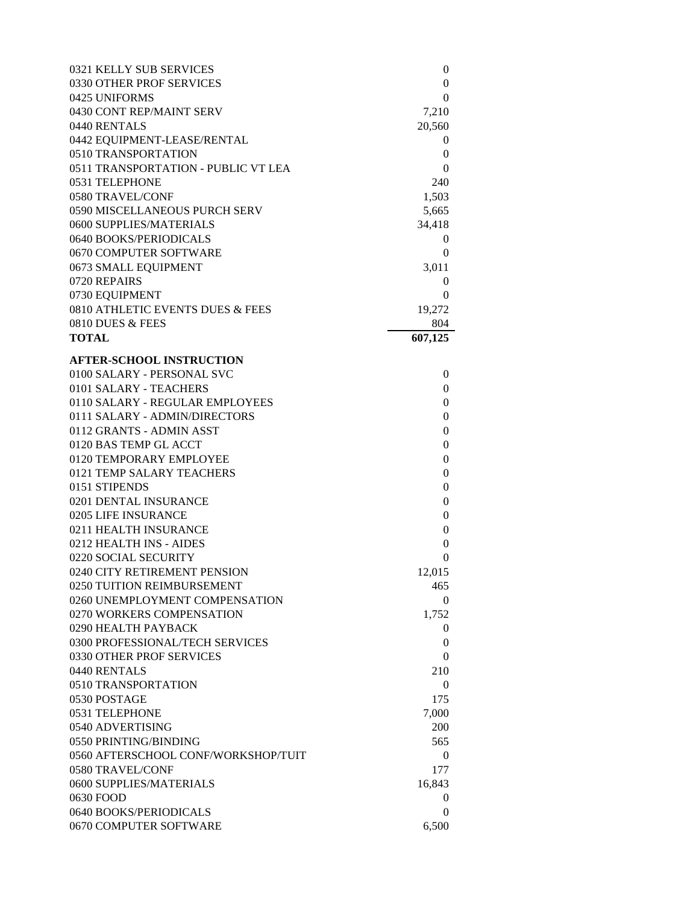| | |
|---|---|
| 0321 KELLY SUB SERVICES | 0 |
| 0330 OTHER PROF SERVICES | 0 |
| 0425 UNIFORMS | 0 |
| 0430 CONT REP/MAINT SERV | 7,210 |
| 0440 RENTALS | 20,560 |
| 0442 EQUIPMENT-LEASE/RENTAL | 0 |
| 0510 TRANSPORTATION | 0 |
| 0511 TRANSPORTATION - PUBLIC VT LEA | 0 |
| 0531 TELEPHONE | 240 |
| 0580 TRAVEL/CONF | 1,503 |
| 0590 MISCELLANEOUS PURCH SERV | 5,665 |
| 0600 SUPPLIES/MATERIALS | 34,418 |
| 0640 BOOKS/PERIODICALS | 0 |
| 0670 COMPUTER SOFTWARE | 0 |
| 0673 SMALL EQUIPMENT | 3,011 |
| 0720 REPAIRS | 0 |
| 0730 EQUIPMENT | 0 |
| 0810 ATHLETIC EVENTS DUES & FEES | 19,272 |
| 0810 DUES & FEES | 804 |
| **TOTAL** | **607,125** |

**AFTER-SCHOOL INSTRUCTION**

| | |
|---|---|
| 0100 SALARY - PERSONAL SVC | 0 |
| 0101 SALARY - TEACHERS | 0 |
| 0110 SALARY - REGULAR EMPLOYEES | 0 |
| 0111 SALARY - ADMIN/DIRECTORS | 0 |
| 0112 GRANTS - ADMIN ASST | 0 |
| 0120 BAS TEMP GL ACCT | 0 |
| 0120 TEMPORARY EMPLOYEE | 0 |
| 0121 TEMP SALARY TEACHERS | 0 |
| 0151 STIPENDS | 0 |
| 0201 DENTAL INSURANCE | 0 |
| 0205 LIFE INSURANCE | 0 |
| 0211 HEALTH INSURANCE | 0 |
| 0212 HEALTH INS - AIDES | 0 |
| 0220 SOCIAL SECURITY | 0 |
| 0240 CITY RETIREMENT PENSION | 12,015 |
| 0250 TUITION REIMBURSEMENT | 465 |
| 0260 UNEMPLOYMENT COMPENSATION | 0 |
| 0270 WORKERS COMPENSATION | 1,752 |
| 0290 HEALTH PAYBACK | 0 |
| 0300 PROFESSIONAL/TECH SERVICES | 0 |
| 0330 OTHER PROF SERVICES | 0 |
| 0440 RENTALS | 210 |
| 0510 TRANSPORTATION | 0 |
| 0530 POSTAGE | 175 |
| 0531 TELEPHONE | 7,000 |
| 0540 ADVERTISING | 200 |
| 0550 PRINTING/BINDING | 565 |
| 0560 AFTERSCHOOL CONF/WORKSHOP/TUIT | 0 |
| 0580 TRAVEL/CONF | 177 |
| 0600 SUPPLIES/MATERIALS | 16,843 |
| 0630 FOOD | 0 |
| 0640 BOOKS/PERIODICALS | 0 |
| 0670 COMPUTER SOFTWARE | 6,500 |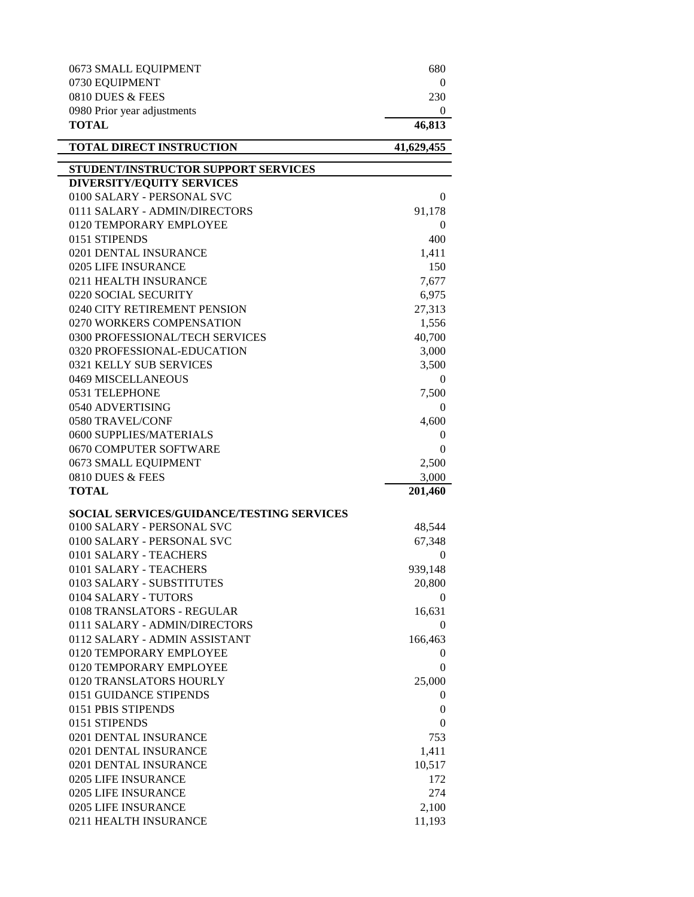| | |
|---|---|
| 0673 SMALL EQUIPMENT | 680 |
| 0730 EQUIPMENT | 0 |
| 0810 DUES & FEES | 230 |
| 0980 Prior year adjustments | 0 |
| **TOTAL** | **46,813** |
| **TOTAL DIRECT INSTRUCTION** | **41,629,455** |
| **STUDENT/INSTRUCTOR SUPPORT SERVICES** | |
| **DIVERSITY/EQUITY SERVICES** | |
| 0100 SALARY - PERSONAL SVC | 0 |
| 0111 SALARY - ADMIN/DIRECTORS | 91,178 |
| 0120 TEMPORARY EMPLOYEE | 0 |
| 0151 STIPENDS | 400 |
| 0201 DENTAL INSURANCE | 1,411 |
| 0205 LIFE INSURANCE | 150 |
| 0211 HEALTH INSURANCE | 7,677 |
| 0220 SOCIAL SECURITY | 6,975 |
| 0240 CITY RETIREMENT PENSION | 27,313 |
| 0270 WORKERS COMPENSATION | 1,556 |
| 0300 PROFESSIONAL/TECH SERVICES | 40,700 |
| 0320 PROFESSIONAL-EDUCATION | 3,000 |
| 0321 KELLY SUB SERVICES | 3,500 |
| 0469 MISCELLANEOUS | 0 |
| 0531 TELEPHONE | 7,500 |
| 0540 ADVERTISING | 0 |
| 0580 TRAVEL/CONF | 4,600 |
| 0600 SUPPLIES/MATERIALS | 0 |
| 0670 COMPUTER SOFTWARE | 0 |
| 0673 SMALL EQUIPMENT | 2,500 |
| 0810 DUES & FEES | 3,000 |
| **TOTAL** | **201,460** |
| **SOCIAL SERVICES/GUIDANCE/TESTING SERVICES** | |
| 0100 SALARY - PERSONAL SVC | 48,544 |
| 0100 SALARY - PERSONAL SVC | 67,348 |
| 0101 SALARY - TEACHERS | 0 |
| 0101 SALARY - TEACHERS | 939,148 |
| 0103 SALARY - SUBSTITUTES | 20,800 |
| 0104 SALARY - TUTORS | 0 |
| 0108 TRANSLATORS - REGULAR | 16,631 |
| 0111 SALARY - ADMIN/DIRECTORS | 0 |
| 0112 SALARY - ADMIN ASSISTANT | 166,463 |
| 0120 TEMPORARY EMPLOYEE | 0 |
| 0120 TEMPORARY EMPLOYEE | 0 |
| 0120 TRANSLATORS HOURLY | 25,000 |
| 0151 GUIDANCE STIPENDS | 0 |
| 0151 PBIS STIPENDS | 0 |
| 0151 STIPENDS | 0 |
| 0201 DENTAL INSURANCE | 753 |
| 0201 DENTAL INSURANCE | 1,411 |
| 0201 DENTAL INSURANCE | 10,517 |
| 0205 LIFE INSURANCE | 172 |
| 0205 LIFE INSURANCE | 274 |
| 0205 LIFE INSURANCE | 2,100 |
| 0211 HEALTH INSURANCE | 11,193 |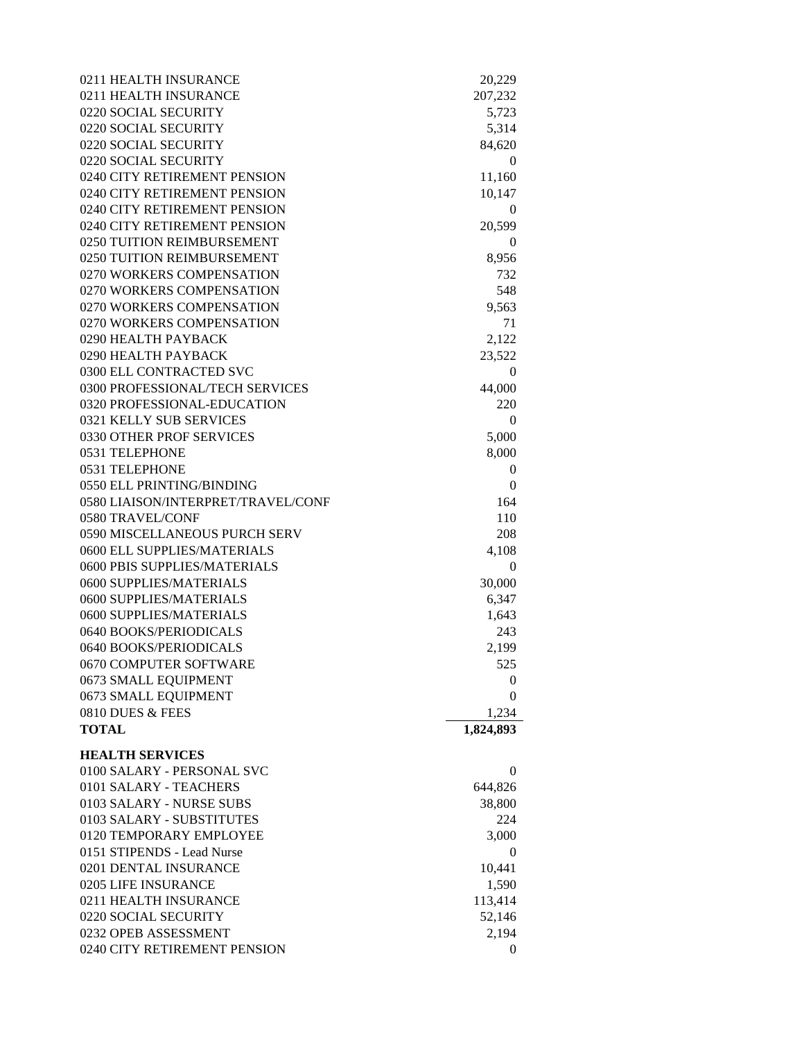| | |
|---|---|
| 0211 HEALTH INSURANCE | 20,229 |
| 0211 HEALTH INSURANCE | 207,232 |
| 0220 SOCIAL SECURITY | 5,723 |
| 0220 SOCIAL SECURITY | 5,314 |
| 0220 SOCIAL SECURITY | 84,620 |
| 0220 SOCIAL SECURITY | 0 |
| 0240 CITY RETIREMENT PENSION | 11,160 |
| 0240 CITY RETIREMENT PENSION | 10,147 |
| 0240 CITY RETIREMENT PENSION | 0 |
| 0240 CITY RETIREMENT PENSION | 20,599 |
| 0250 TUITION REIMBURSEMENT | 0 |
| 0250 TUITION REIMBURSEMENT | 8,956 |
| 0270 WORKERS COMPENSATION | 732 |
| 0270 WORKERS COMPENSATION | 548 |
| 0270 WORKERS COMPENSATION | 9,563 |
| 0270 WORKERS COMPENSATION | 71 |
| 0290 HEALTH PAYBACK | 2,122 |
| 0290 HEALTH PAYBACK | 23,522 |
| 0300 ELL CONTRACTED SVC | 0 |
| 0300 PROFESSIONAL/TECH SERVICES | 44,000 |
| 0320 PROFESSIONAL-EDUCATION | 220 |
| 0321 KELLY SUB SERVICES | 0 |
| 0330 OTHER PROF SERVICES | 5,000 |
| 0531 TELEPHONE | 8,000 |
| 0531 TELEPHONE | 0 |
| 0550 ELL PRINTING/BINDING | 0 |
| 0580 LIAISON/INTERPRET/TRAVEL/CONF | 164 |
| 0580 TRAVEL/CONF | 110 |
| 0590 MISCELLANEOUS PURCH SERV | 208 |
| 0600 ELL SUPPLIES/MATERIALS | 4,108 |
| 0600 PBIS SUPPLIES/MATERIALS | 0 |
| 0600 SUPPLIES/MATERIALS | 30,000 |
| 0600 SUPPLIES/MATERIALS | 6,347 |
| 0600 SUPPLIES/MATERIALS | 1,643 |
| 0640 BOOKS/PERIODICALS | 243 |
| 0640 BOOKS/PERIODICALS | 2,199 |
| 0670 COMPUTER SOFTWARE | 525 |
| 0673 SMALL EQUIPMENT | 0 |
| 0673 SMALL EQUIPMENT | 0 |
| 0810 DUES & FEES | 1,234 |
| **TOTAL** | **1,824,893** |

**HEALTH SERVICES**

| | |
|---|---|
| 0100 SALARY - PERSONAL SVC | 0 |
| 0101 SALARY - TEACHERS | 644,826 |
| 0103 SALARY - NURSE SUBS | 38,800 |
| 0103 SALARY - SUBSTITUTES | 224 |
| 0120 TEMPORARY EMPLOYEE | 3,000 |
| 0151 STIPENDS - Lead Nurse | 0 |
| 0201 DENTAL INSURANCE | 10,441 |
| 0205 LIFE INSURANCE | 1,590 |
| 0211 HEALTH INSURANCE | 113,414 |
| 0220 SOCIAL SECURITY | 52,146 |
| 0232 OPEB ASSESSMENT | 2,194 |
| 0240 CITY RETIREMENT PENSION | 0 |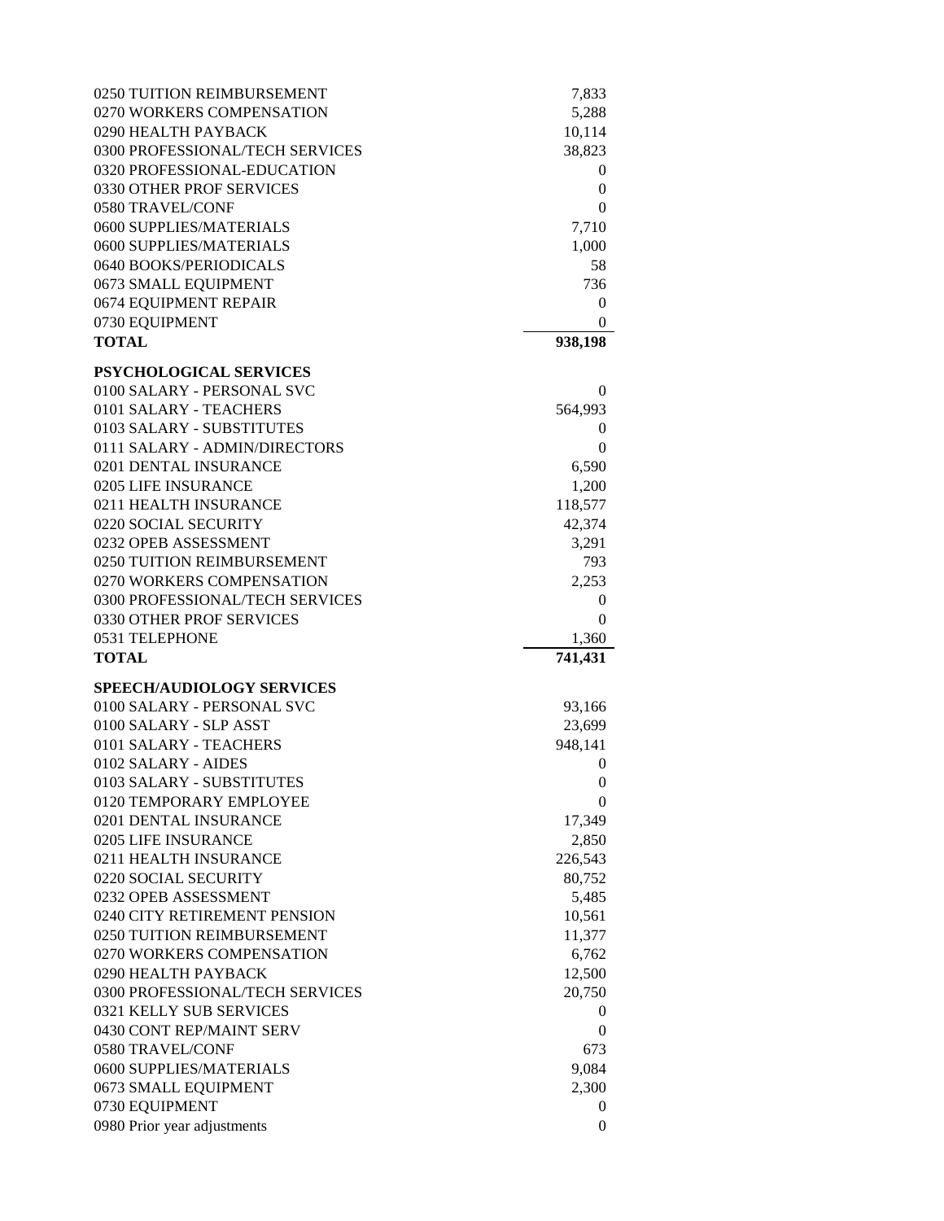| | |
|---|---|
| 0250 TUITION REIMBURSEMENT | 7,833 |
| 0270 WORKERS COMPENSATION | 5,288 |
| 0290 HEALTH PAYBACK | 10,114 |
| 0300 PROFESSIONAL/TECH SERVICES | 38,823 |
| 0320 PROFESSIONAL-EDUCATION | 0 |
| 0330 OTHER PROF SERVICES | 0 |
| 0580 TRAVEL/CONF | 0 |
| 0600 SUPPLIES/MATERIALS | 7,710 |
| 0600 SUPPLIES/MATERIALS | 1,000 |
| 0640 BOOKS/PERIODICALS | 58 |
| 0673 SMALL EQUIPMENT | 736 |
| 0674 EQUIPMENT REPAIR | 0 |
| 0730 EQUIPMENT | 0 |
| **TOTAL** | **938,198** |

| **PSYCHOLOGICAL SERVICES** | |
|---|---|
| 0100 SALARY - PERSONAL SVC | 0 |
| 0101 SALARY - TEACHERS | 564,993 |
| 0103 SALARY - SUBSTITUTES | 0 |
| 0111 SALARY - ADMIN/DIRECTORS | 0 |
| 0201 DENTAL INSURANCE | 6,590 |
| 0205 LIFE INSURANCE | 1,200 |
| 0211 HEALTH INSURANCE | 118,577 |
| 0220 SOCIAL SECURITY | 42,374 |
| 0232 OPEB ASSESSMENT | 3,291 |
| 0250 TUITION REIMBURSEMENT | 793 |
| 0270 WORKERS COMPENSATION | 2,253 |
| 0300 PROFESSIONAL/TECH SERVICES | 0 |
| 0330 OTHER PROF SERVICES | 0 |
| 0531 TELEPHONE | 1,360 |
| **TOTAL** | **741,431** |

| **SPEECH/AUDIOLOGY SERVICES** | |
|---|---|
| 0100 SALARY - PERSONAL SVC | 93,166 |
| 0100 SALARY - SLP ASST | 23,699 |
| 0101 SALARY - TEACHERS | 948,141 |
| 0102 SALARY - AIDES | 0 |
| 0103 SALARY - SUBSTITUTES | 0 |
| 0120 TEMPORARY EMPLOYEE | 0 |
| 0201 DENTAL INSURANCE | 17,349 |
| 0205 LIFE INSURANCE | 2,850 |
| 0211 HEALTH INSURANCE | 226,543 |
| 0220 SOCIAL SECURITY | 80,752 |
| 0232 OPEB ASSESSMENT | 5,485 |
| 0240 CITY RETIREMENT PENSION | 10,561 |
| 0250 TUITION REIMBURSEMENT | 11,377 |
| 0270 WORKERS COMPENSATION | 6,762 |
| 0290 HEALTH PAYBACK | 12,500 |
| 0300 PROFESSIONAL/TECH SERVICES | 20,750 |
| 0321 KELLY SUB SERVICES | 0 |
| 0430 CONT REP/MAINT SERV | 0 |
| 0580 TRAVEL/CONF | 673 |
| 0600 SUPPLIES/MATERIALS | 9,084 |
| 0673 SMALL EQUIPMENT | 2,300 |
| 0730 EQUIPMENT | 0 |
| 0980 Prior year adjustments | 0 |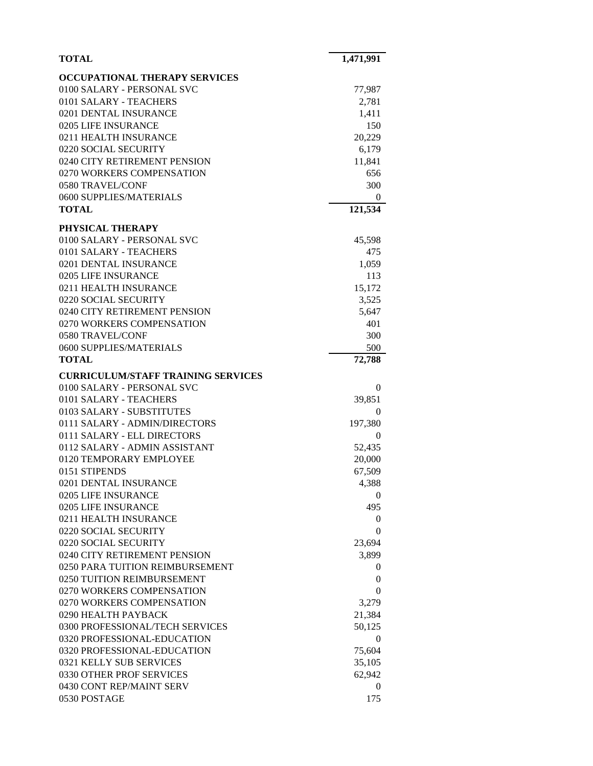| | |
|---|---|
| **TOTAL** | **1,471,991** |
| **OCCUPATIONAL THERAPY SERVICES** | |
| 0100 SALARY - PERSONAL SVC | 77,987 |
| 0101 SALARY - TEACHERS | 2,781 |
| 0201 DENTAL INSURANCE | 1,411 |
| 0205 LIFE INSURANCE | 150 |
| 0211 HEALTH INSURANCE | 20,229 |
| 0220 SOCIAL SECURITY | 6,179 |
| 0240 CITY RETIREMENT PENSION | 11,841 |
| 0270 WORKERS COMPENSATION | 656 |
| 0580 TRAVEL/CONF | 300 |
| 0600 SUPPLIES/MATERIALS | 0 |
| **TOTAL** | **121,534** |
| **PHYSICAL THERAPY** | |
| 0100 SALARY - PERSONAL SVC | 45,598 |
| 0101 SALARY - TEACHERS | 475 |
| 0201 DENTAL INSURANCE | 1,059 |
| 0205 LIFE INSURANCE | 113 |
| 0211 HEALTH INSURANCE | 15,172 |
| 0220 SOCIAL SECURITY | 3,525 |
| 0240 CITY RETIREMENT PENSION | 5,647 |
| 0270 WORKERS COMPENSATION | 401 |
| 0580 TRAVEL/CONF | 300 |
| 0600 SUPPLIES/MATERIALS | 500 |
| **TOTAL** | **72,788** |
| **CURRICULUM/STAFF TRAINING SERVICES** | |
| 0100 SALARY - PERSONAL SVC | 0 |
| 0101 SALARY - TEACHERS | 39,851 |
| 0103 SALARY - SUBSTITUTES | 0 |
| 0111 SALARY - ADMIN/DIRECTORS | 197,380 |
| 0111 SALARY - ELL DIRECTORS | 0 |
| 0112 SALARY - ADMIN ASSISTANT | 52,435 |
| 0120 TEMPORARY EMPLOYEE | 20,000 |
| 0151 STIPENDS | 67,509 |
| 0201 DENTAL INSURANCE | 4,388 |
| 0205 LIFE INSURANCE | 0 |
| 0205 LIFE INSURANCE | 495 |
| 0211 HEALTH INSURANCE | 0 |
| 0220 SOCIAL SECURITY | 0 |
| 0220 SOCIAL SECURITY | 23,694 |
| 0240 CITY RETIREMENT PENSION | 3,899 |
| 0250 PARA TUITION REIMBURSEMENT | 0 |
| 0250 TUITION REIMBURSEMENT | 0 |
| 0270 WORKERS COMPENSATION | 0 |
| 0270 WORKERS COMPENSATION | 3,279 |
| 0290 HEALTH PAYBACK | 21,384 |
| 0300 PROFESSIONAL/TECH SERVICES | 50,125 |
| 0320 PROFESSIONAL-EDUCATION | 0 |
| 0320 PROFESSIONAL-EDUCATION | 75,604 |
| 0321 KELLY SUB SERVICES | 35,105 |
| 0330 OTHER PROF SERVICES | 62,942 |
| 0430 CONT REP/MAINT SERV | 0 |
| 0530 POSTAGE | 175 |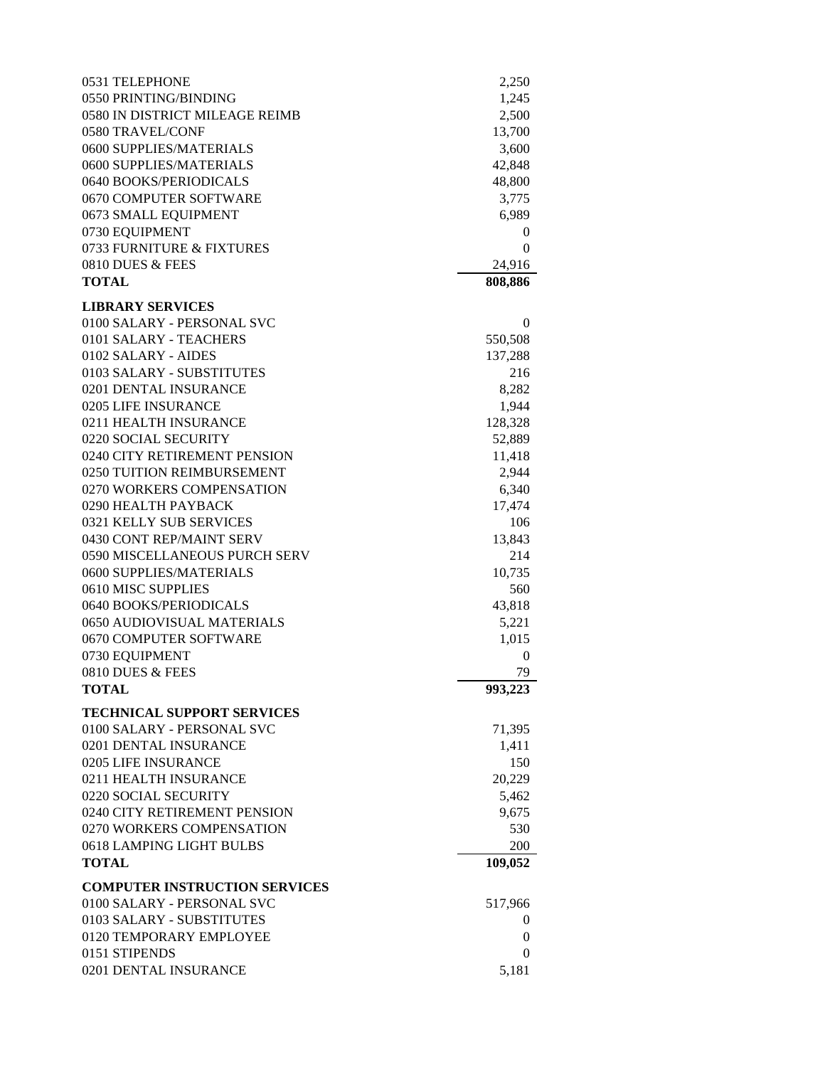| | |
|---|---|
| 0531 TELEPHONE | 2,250 |
| 0550 PRINTING/BINDING | 1,245 |
| 0580 IN DISTRICT MILEAGE REIMB | 2,500 |
| 0580 TRAVEL/CONF | 13,700 |
| 0600 SUPPLIES/MATERIALS | 3,600 |
| 0600 SUPPLIES/MATERIALS | 42,848 |
| 0640 BOOKS/PERIODICALS | 48,800 |
| 0670 COMPUTER SOFTWARE | 3,775 |
| 0673 SMALL EQUIPMENT | 6,989 |
| 0730 EQUIPMENT | 0 |
| 0733 FURNITURE & FIXTURES | 0 |
| 0810 DUES & FEES | 24,916 |
| **TOTAL** | **808,886** |

| **LIBRARY SERVICES** | |
|---|---|
| 0100 SALARY - PERSONAL SVC | 0 |
| 0101 SALARY - TEACHERS | 550,508 |
| 0102 SALARY - AIDES | 137,288 |
| 0103 SALARY - SUBSTITUTES | 216 |
| 0201 DENTAL INSURANCE | 8,282 |
| 0205 LIFE INSURANCE | 1,944 |
| 0211 HEALTH INSURANCE | 128,328 |
| 0220 SOCIAL SECURITY | 52,889 |
| 0240 CITY RETIREMENT PENSION | 11,418 |
| 0250 TUITION REIMBURSEMENT | 2,944 |
| 0270 WORKERS COMPENSATION | 6,340 |
| 0290 HEALTH PAYBACK | 17,474 |
| 0321 KELLY SUB SERVICES | 106 |
| 0430 CONT REP/MAINT SERV | 13,843 |
| 0590 MISCELLANEOUS PURCH SERV | 214 |
| 0600 SUPPLIES/MATERIALS | 10,735 |
| 0610 MISC SUPPLIES | 560 |
| 0640 BOOKS/PERIODICALS | 43,818 |
| 0650 AUDIOVISUAL MATERIALS | 5,221 |
| 0670 COMPUTER SOFTWARE | 1,015 |
| 0730 EQUIPMENT | 0 |
| 0810 DUES & FEES | 79 |
| **TOTAL** | **993,223** |

| **TECHNICAL SUPPORT SERVICES** | |
|---|---|
| 0100 SALARY - PERSONAL SVC | 71,395 |
| 0201 DENTAL INSURANCE | 1,411 |
| 0205 LIFE INSURANCE | 150 |
| 0211 HEALTH INSURANCE | 20,229 |
| 0220 SOCIAL SECURITY | 5,462 |
| 0240 CITY RETIREMENT PENSION | 9,675 |
| 0270 WORKERS COMPENSATION | 530 |
| 0618 LAMPING LIGHT BULBS | 200 |
| **TOTAL** | **109,052** |

| **COMPUTER INSTRUCTION SERVICES** | |
|---|---|
| 0100 SALARY - PERSONAL SVC | 517,966 |
| 0103 SALARY - SUBSTITUTES | 0 |
| 0120 TEMPORARY EMPLOYEE | 0 |
| 0151 STIPENDS | 0 |
| 0201 DENTAL INSURANCE | 5,181 |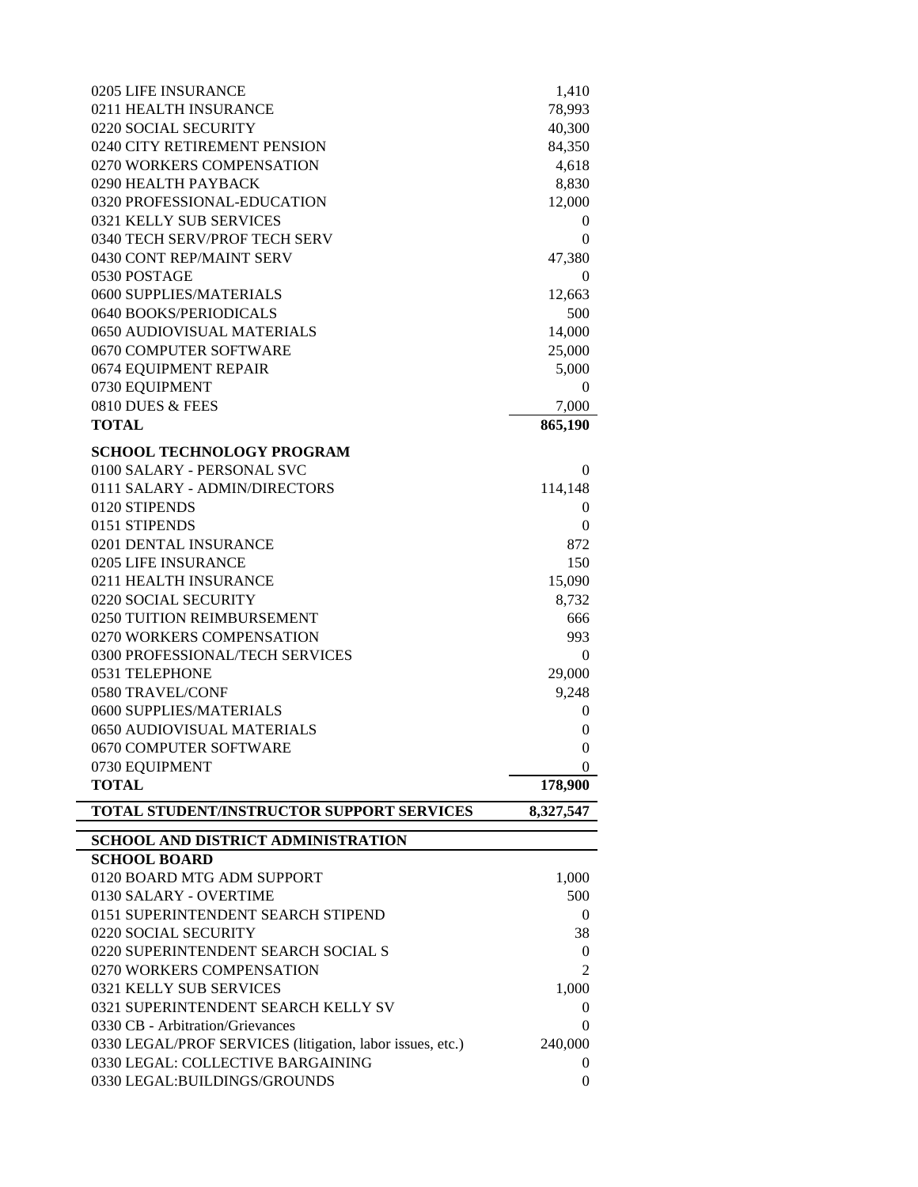| | |
|---|---|
| 0205 LIFE INSURANCE | 1,410 |
| 0211 HEALTH INSURANCE | 78,993 |
| 0220 SOCIAL SECURITY | 40,300 |
| 0240 CITY RETIREMENT PENSION | 84,350 |
| 0270 WORKERS COMPENSATION | 4,618 |
| 0290 HEALTH PAYBACK | 8,830 |
| 0320 PROFESSIONAL-EDUCATION | 12,000 |
| 0321 KELLY SUB SERVICES | 0 |
| 0340 TECH SERV/PROF TECH SERV | 0 |
| 0430 CONT REP/MAINT SERV | 47,380 |
| 0530 POSTAGE | 0 |
| 0600 SUPPLIES/MATERIALS | 12,663 |
| 0640 BOOKS/PERIODICALS | 500 |
| 0650 AUDIOVISUAL MATERIALS | 14,000 |
| 0670 COMPUTER SOFTWARE | 25,000 |
| 0674 EQUIPMENT REPAIR | 5,000 |
| 0730 EQUIPMENT | 0 |
| 0810 DUES & FEES | 7,000 |
| **TOTAL** | **865,190** |
| **SCHOOL TECHNOLOGY PROGRAM** | |
| 0100 SALARY - PERSONAL SVC | 0 |
| 0111 SALARY - ADMIN/DIRECTORS | 114,148 |
| 0120 STIPENDS | 0 |
| 0151 STIPENDS | 0 |
| 0201 DENTAL INSURANCE | 872 |
| 0205 LIFE INSURANCE | 150 |
| 0211 HEALTH INSURANCE | 15,090 |
| 0220 SOCIAL SECURITY | 8,732 |
| 0250 TUITION REIMBURSEMENT | 666 |
| 0270 WORKERS COMPENSATION | 993 |
| 0300 PROFESSIONAL/TECH SERVICES | 0 |
| 0531 TELEPHONE | 29,000 |
| 0580 TRAVEL/CONF | 9,248 |
| 0600 SUPPLIES/MATERIALS | 0 |
| 0650 AUDIOVISUAL MATERIALS | 0 |
| 0670 COMPUTER SOFTWARE | 0 |
| 0730 EQUIPMENT | 0 |
| **TOTAL** | **178,900** |
| **TOTAL STUDENT/INSTRUCTOR SUPPORT SERVICES** | **8,327,547** |
| **SCHOOL AND DISTRICT ADMINISTRATION** | |
| **SCHOOL BOARD** | |
| 0120 BOARD MTG ADM SUPPORT | 1,000 |
| 0130 SALARY - OVERTIME | 500 |
| 0151 SUPERINTENDENT SEARCH STIPEND | 0 |
| 0220 SOCIAL SECURITY | 38 |
| 0220 SUPERINTENDENT SEARCH SOCIAL S | 0 |
| 0270 WORKERS COMPENSATION | 2 |
| 0321 KELLY SUB SERVICES | 1,000 |
| 0321 SUPERINTENDENT SEARCH KELLY SV | 0 |
| 0330 CB - Arbitration/Grievances | 0 |
| 0330 LEGAL/PROF SERVICES (litigation, labor issues, etc.) | 240,000 |
| 0330 LEGAL: COLLECTIVE BARGAINING | 0 |
| 0330 LEGAL:BUILDINGS/GROUNDS | 0 |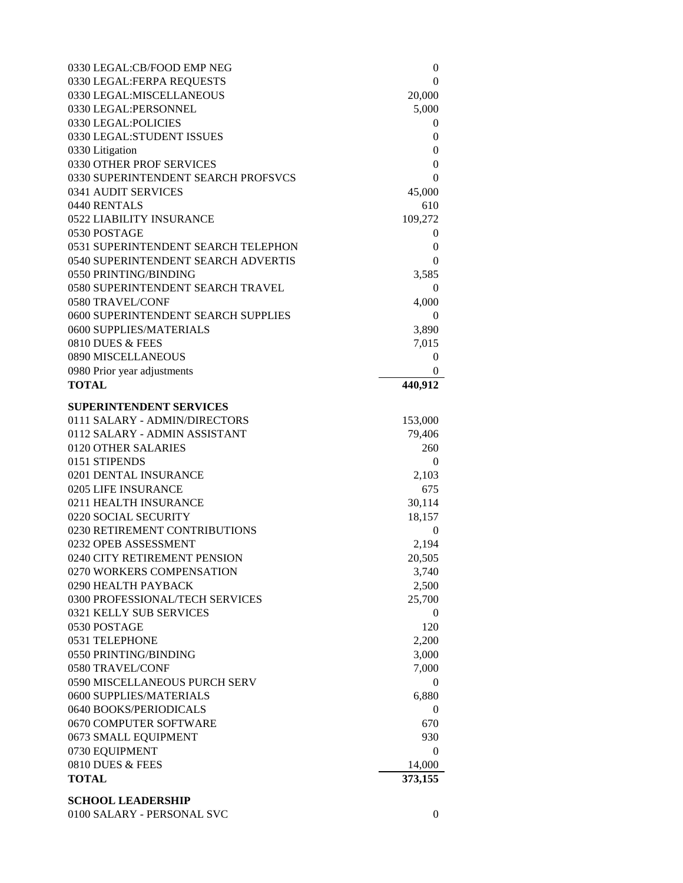| | |
|---|---|
| 0330 LEGAL:CB/FOOD EMP NEG | 0 |
| 0330 LEGAL:FERPA REQUESTS | 0 |
| 0330 LEGAL:MISCELLANEOUS | 20,000 |
| 0330 LEGAL:PERSONNEL | 5,000 |
| 0330 LEGAL:POLICIES | 0 |
| 0330 LEGAL:STUDENT ISSUES | 0 |
| 0330 Litigation | 0 |
| 0330 OTHER PROF SERVICES | 0 |
| 0330 SUPERINTENDENT SEARCH PROFSVCS | 0 |
| 0341 AUDIT SERVICES | 45,000 |
| 0440 RENTALS | 610 |
| 0522 LIABILITY INSURANCE | 109,272 |
| 0530 POSTAGE | 0 |
| 0531 SUPERINTENDENT SEARCH TELEPHON | 0 |
| 0540 SUPERINTENDENT SEARCH ADVERTIS | 0 |
| 0550 PRINTING/BINDING | 3,585 |
| 0580 SUPERINTENDENT SEARCH TRAVEL | 0 |
| 0580 TRAVEL/CONF | 4,000 |
| 0600 SUPERINTENDENT SEARCH SUPPLIES | 0 |
| 0600 SUPPLIES/MATERIALS | 3,890 |
| 0810 DUES & FEES | 7,015 |
| 0890 MISCELLANEOUS | 0 |
| 0980 Prior year adjustments | 0 |
| **TOTAL** | **440,912** |

**SUPERINTENDENT SERVICES**

| | |
|---|---|
| 0111 SALARY - ADMIN/DIRECTORS | 153,000 |
| 0112 SALARY - ADMIN ASSISTANT | 79,406 |
| 0120 OTHER SALARIES | 260 |
| 0151 STIPENDS | 0 |
| 0201 DENTAL INSURANCE | 2,103 |
| 0205 LIFE INSURANCE | 675 |
| 0211 HEALTH INSURANCE | 30,114 |
| 0220 SOCIAL SECURITY | 18,157 |
| 0230 RETIREMENT CONTRIBUTIONS | 0 |
| 0232 OPEB ASSESSMENT | 2,194 |
| 0240 CITY RETIREMENT PENSION | 20,505 |
| 0270 WORKERS COMPENSATION | 3,740 |
| 0290 HEALTH PAYBACK | 2,500 |
| 0300 PROFESSIONAL/TECH SERVICES | 25,700 |
| 0321 KELLY SUB SERVICES | 0 |
| 0530 POSTAGE | 120 |
| 0531 TELEPHONE | 2,200 |
| 0550 PRINTING/BINDING | 3,000 |
| 0580 TRAVEL/CONF | 7,000 |
| 0590 MISCELLANEOUS PURCH SERV | 0 |
| 0600 SUPPLIES/MATERIALS | 6,880 |
| 0640 BOOKS/PERIODICALS | 0 |
| 0670 COMPUTER SOFTWARE | 670 |
| 0673 SMALL EQUIPMENT | 930 |
| 0730 EQUIPMENT | 0 |
| 0810 DUES & FEES | 14,000 |
| **TOTAL** | **373,155** |

**SCHOOL LEADERSHIP**

| | |
|---|---|
| 0100 SALARY - PERSONAL SVC | 0 |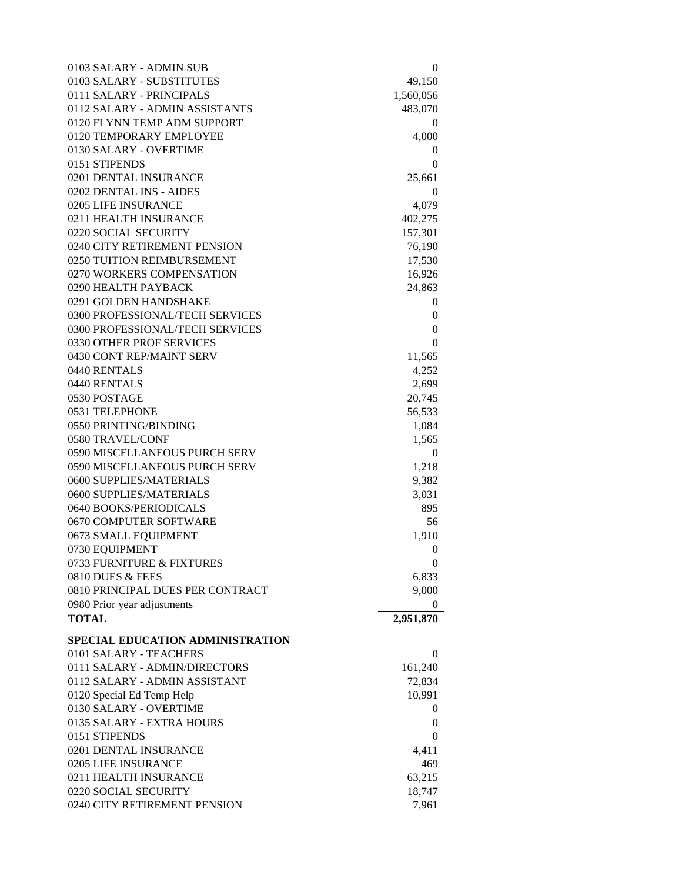| | |
|---|---|
| 0103 SALARY - ADMIN SUB | 0 |
| 0103 SALARY - SUBSTITUTES | 49,150 |
| 0111 SALARY - PRINCIPALS | 1,560,056 |
| 0112 SALARY - ADMIN ASSISTANTS | 483,070 |
| 0120 FLYNN TEMP ADM SUPPORT | 0 |
| 0120 TEMPORARY EMPLOYEE | 4,000 |
| 0130 SALARY - OVERTIME | 0 |
| 0151 STIPENDS | 0 |
| 0201 DENTAL INSURANCE | 25,661 |
| 0202 DENTAL INS - AIDES | 0 |
| 0205 LIFE INSURANCE | 4,079 |
| 0211 HEALTH INSURANCE | 402,275 |
| 0220 SOCIAL SECURITY | 157,301 |
| 0240 CITY RETIREMENT PENSION | 76,190 |
| 0250 TUITION REIMBURSEMENT | 17,530 |
| 0270 WORKERS COMPENSATION | 16,926 |
| 0290 HEALTH PAYBACK | 24,863 |
| 0291 GOLDEN HANDSHAKE | 0 |
| 0300 PROFESSIONAL/TECH SERVICES | 0 |
| 0300 PROFESSIONAL/TECH SERVICES | 0 |
| 0330 OTHER PROF SERVICES | 0 |
| 0430 CONT REP/MAINT SERV | 11,565 |
| 0440 RENTALS | 4,252 |
| 0440 RENTALS | 2,699 |
| 0530 POSTAGE | 20,745 |
| 0531 TELEPHONE | 56,533 |
| 0550 PRINTING/BINDING | 1,084 |
| 0580 TRAVEL/CONF | 1,565 |
| 0590 MISCELLANEOUS PURCH SERV | 0 |
| 0590 MISCELLANEOUS PURCH SERV | 1,218 |
| 0600 SUPPLIES/MATERIALS | 9,382 |
| 0600 SUPPLIES/MATERIALS | 3,031 |
| 0640 BOOKS/PERIODICALS | 895 |
| 0670 COMPUTER SOFTWARE | 56 |
| 0673 SMALL EQUIPMENT | 1,910 |
| 0730 EQUIPMENT | 0 |
| 0733 FURNITURE & FIXTURES | 0 |
| 0810 DUES & FEES | 6,833 |
| 0810 PRINCIPAL DUES PER CONTRACT | 9,000 |
| 0980 Prior year adjustments | 0 |
| **TOTAL** | **2,951,870** |

**SPECIAL EDUCATION ADMINISTRATION**

| | |
|---|---|
| 0101 SALARY - TEACHERS | 0 |
| 0111 SALARY - ADMIN/DIRECTORS | 161,240 |
| 0112 SALARY - ADMIN ASSISTANT | 72,834 |
| 0120 Special Ed Temp Help | 10,991 |
| 0130 SALARY - OVERTIME | 0 |
| 0135 SALARY - EXTRA HOURS | 0 |
| 0151 STIPENDS | 0 |
| 0201 DENTAL INSURANCE | 4,411 |
| 0205 LIFE INSURANCE | 469 |
| 0211 HEALTH INSURANCE | 63,215 |
| 0220 SOCIAL SECURITY | 18,747 |
| 0240 CITY RETIREMENT PENSION | 7,961 |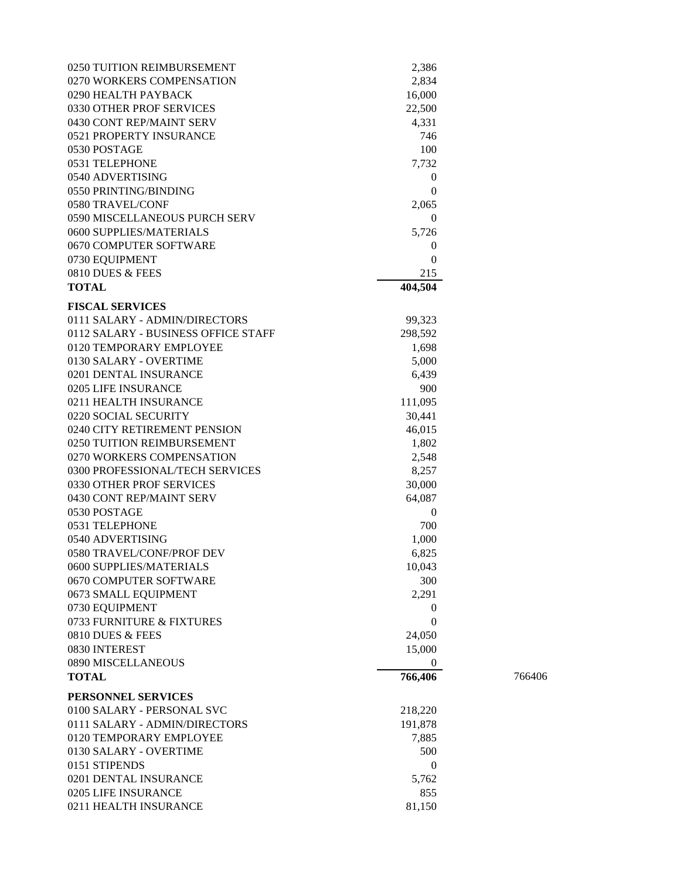| | | |
|---|---|---|
| 0250 TUITION REIMBURSEMENT | 2,386 | |
| 0270 WORKERS COMPENSATION | 2,834 | |
| 0290 HEALTH PAYBACK | 16,000 | |
| 0330 OTHER PROF SERVICES | 22,500 | |
| 0430 CONT REP/MAINT SERV | 4,331 | |
| 0521 PROPERTY INSURANCE | 746 | |
| 0530 POSTAGE | 100 | |
| 0531 TELEPHONE | 7,732 | |
| 0540 ADVERTISING | 0 | |
| 0550 PRINTING/BINDING | 0 | |
| 0580 TRAVEL/CONF | 2,065 | |
| 0590 MISCELLANEOUS PURCH SERV | 0 | |
| 0600 SUPPLIES/MATERIALS | 5,726 | |
| 0670 COMPUTER SOFTWARE | 0 | |
| 0730 EQUIPMENT | 0 | |
| 0810 DUES & FEES | 215 | |
| **TOTAL** | **404,504** | |
| **FISCAL SERVICES** | | |
| 0111 SALARY - ADMIN/DIRECTORS | 99,323 | |
| 0112 SALARY - BUSINESS OFFICE STAFF | 298,592 | |
| 0120 TEMPORARY EMPLOYEE | 1,698 | |
| 0130 SALARY - OVERTIME | 5,000 | |
| 0201 DENTAL INSURANCE | 6,439 | |
| 0205 LIFE INSURANCE | 900 | |
| 0211 HEALTH INSURANCE | 111,095 | |
| 0220 SOCIAL SECURITY | 30,441 | |
| 0240 CITY RETIREMENT PENSION | 46,015 | |
| 0250 TUITION REIMBURSEMENT | 1,802 | |
| 0270 WORKERS COMPENSATION | 2,548 | |
| 0300 PROFESSIONAL/TECH SERVICES | 8,257 | |
| 0330 OTHER PROF SERVICES | 30,000 | |
| 0430 CONT REP/MAINT SERV | 64,087 | |
| 0530 POSTAGE | 0 | |
| 0531 TELEPHONE | 700 | |
| 0540 ADVERTISING | 1,000 | |
| 0580 TRAVEL/CONF/PROF DEV | 6,825 | |
| 0600 SUPPLIES/MATERIALS | 10,043 | |
| 0670 COMPUTER SOFTWARE | 300 | |
| 0673 SMALL EQUIPMENT | 2,291 | |
| 0730 EQUIPMENT | 0 | |
| 0733 FURNITURE & FIXTURES | 0 | |
| 0810 DUES & FEES | 24,050 | |
| 0830 INTEREST | 15,000 | |
| 0890 MISCELLANEOUS | 0 | |
| **TOTAL** | **766,406** | 766406 |
| **PERSONNEL SERVICES** | | |
| 0100 SALARY - PERSONAL SVC | 218,220 | |
| 0111 SALARY - ADMIN/DIRECTORS | 191,878 | |
| 0120 TEMPORARY EMPLOYEE | 7,885 | |
| 0130 SALARY - OVERTIME | 500 | |
| 0151 STIPENDS | 0 | |
| 0201 DENTAL INSURANCE | 5,762 | |
| 0205 LIFE INSURANCE | 855 | |
| 0211 HEALTH INSURANCE | 81,150 | |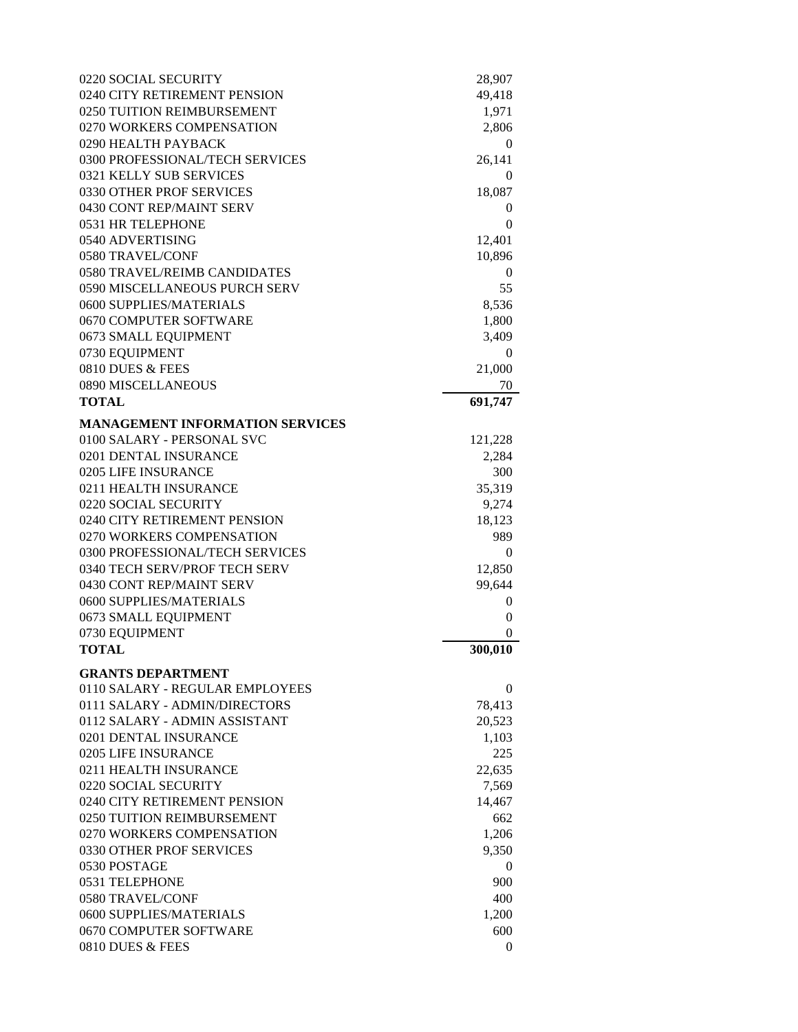| | |
|---|---|
| 0220 SOCIAL SECURITY | 28,907 |
| 0240 CITY RETIREMENT PENSION | 49,418 |
| 0250 TUITION REIMBURSEMENT | 1,971 |
| 0270 WORKERS COMPENSATION | 2,806 |
| 0290 HEALTH PAYBACK | 0 |
| 0300 PROFESSIONAL/TECH SERVICES | 26,141 |
| 0321 KELLY SUB SERVICES | 0 |
| 0330 OTHER PROF SERVICES | 18,087 |
| 0430 CONT REP/MAINT SERV | 0 |
| 0531 HR TELEPHONE | 0 |
| 0540 ADVERTISING | 12,401 |
| 0580 TRAVEL/CONF | 10,896 |
| 0580 TRAVEL/REIMB CANDIDATES | 0 |
| 0590 MISCELLANEOUS PURCH SERV | 55 |
| 0600 SUPPLIES/MATERIALS | 8,536 |
| 0670 COMPUTER SOFTWARE | 1,800 |
| 0673 SMALL EQUIPMENT | 3,409 |
| 0730 EQUIPMENT | 0 |
| 0810 DUES & FEES | 21,000 |
| 0890 MISCELLANEOUS | 70 |
| **TOTAL** | **691,747** |

| | |
|---|---|
| **MANAGEMENT INFORMATION SERVICES** | |
| 0100 SALARY - PERSONAL SVC | 121,228 |
| 0201 DENTAL INSURANCE | 2,284 |
| 0205 LIFE INSURANCE | 300 |
| 0211 HEALTH INSURANCE | 35,319 |
| 0220 SOCIAL SECURITY | 9,274 |
| 0240 CITY RETIREMENT PENSION | 18,123 |
| 0270 WORKERS COMPENSATION | 989 |
| 0300 PROFESSIONAL/TECH SERVICES | 0 |
| 0340 TECH SERV/PROF TECH SERV | 12,850 |
| 0430 CONT REP/MAINT SERV | 99,644 |
| 0600 SUPPLIES/MATERIALS | 0 |
| 0673 SMALL EQUIPMENT | 0 |
| 0730 EQUIPMENT | 0 |
| **TOTAL** | **300,010** |

| | |
|---|---|
| **GRANTS DEPARTMENT** | |
| 0110 SALARY - REGULAR EMPLOYEES | 0 |
| 0111 SALARY - ADMIN/DIRECTORS | 78,413 |
| 0112 SALARY - ADMIN ASSISTANT | 20,523 |
| 0201 DENTAL INSURANCE | 1,103 |
| 0205 LIFE INSURANCE | 225 |
| 0211 HEALTH INSURANCE | 22,635 |
| 0220 SOCIAL SECURITY | 7,569 |
| 0240 CITY RETIREMENT PENSION | 14,467 |
| 0250 TUITION REIMBURSEMENT | 662 |
| 0270 WORKERS COMPENSATION | 1,206 |
| 0330 OTHER PROF SERVICES | 9,350 |
| 0530 POSTAGE | 0 |
| 0531 TELEPHONE | 900 |
| 0580 TRAVEL/CONF | 400 |
| 0600 SUPPLIES/MATERIALS | 1,200 |
| 0670 COMPUTER SOFTWARE | 600 |
| 0810 DUES & FEES | 0 |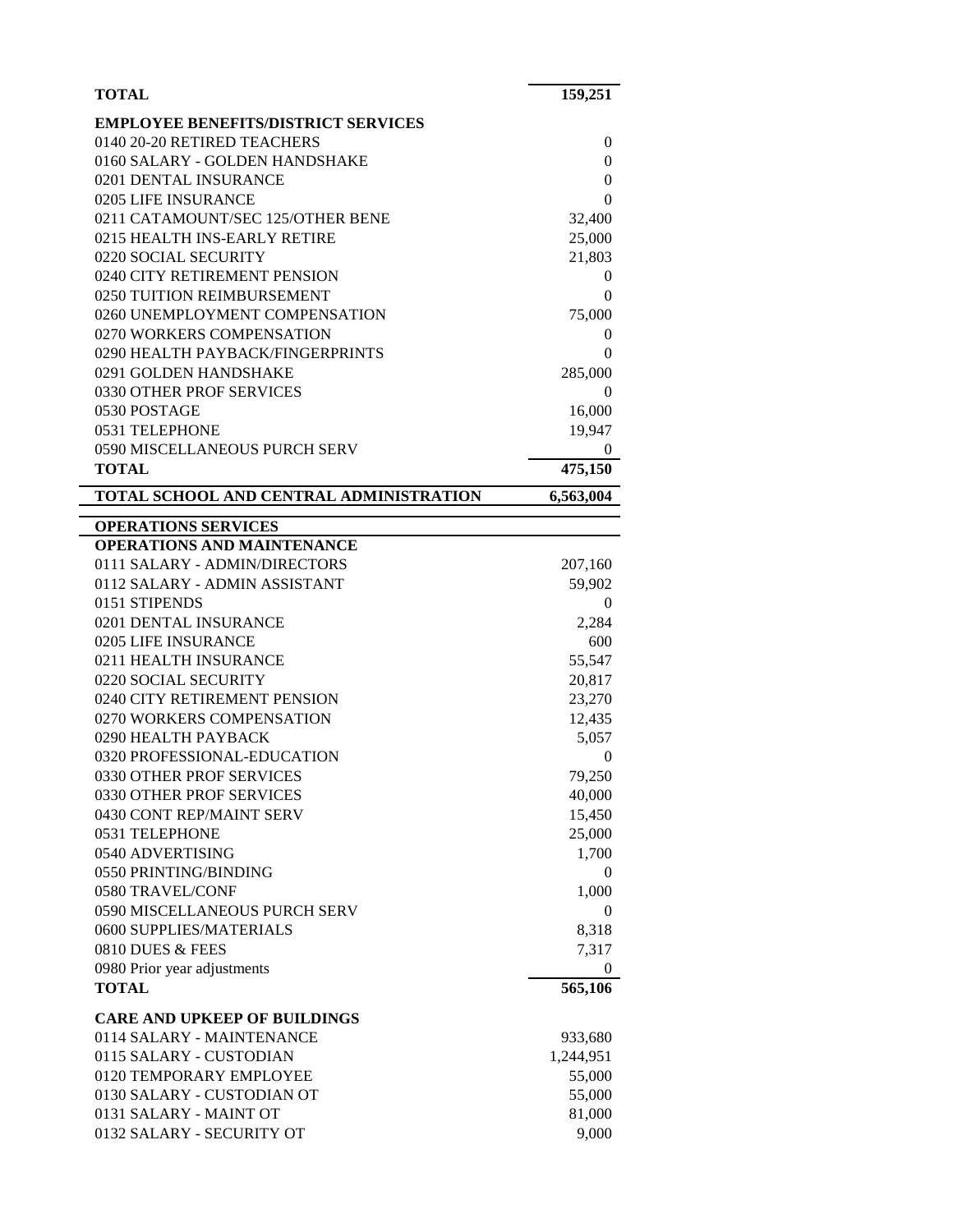| | |
|---|---|
| **TOTAL** | **159,251** |
| **EMPLOYEE BENEFITS/DISTRICT SERVICES** | |
| 0140 20-20 RETIRED TEACHERS | 0 |
| 0160 SALARY - GOLDEN HANDSHAKE | 0 |
| 0201 DENTAL INSURANCE | 0 |
| 0205 LIFE INSURANCE | 0 |
| 0211 CATAMOUNT/SEC 125/OTHER BENE | 32,400 |
| 0215 HEALTH INS-EARLY RETIRE | 25,000 |
| 0220 SOCIAL SECURITY | 21,803 |
| 0240 CITY RETIREMENT PENSION | 0 |
| 0250 TUITION REIMBURSEMENT | 0 |
| 0260 UNEMPLOYMENT COMPENSATION | 75,000 |
| 0270 WORKERS COMPENSATION | 0 |
| 0290 HEALTH PAYBACK/FINGERPRINTS | 0 |
| 0291 GOLDEN HANDSHAKE | 285,000 |
| 0330 OTHER PROF SERVICES | 0 |
| 0530 POSTAGE | 16,000 |
| 0531 TELEPHONE | 19,947 |
| 0590 MISCELLANEOUS PURCH SERV | 0 |
| **TOTAL** | **475,150** |
| **TOTAL SCHOOL AND CENTRAL ADMINISTRATION** | **6,563,004** |
| **OPERATIONS SERVICES** | |
| **OPERATIONS AND MAINTENANCE** | |
| 0111 SALARY - ADMIN/DIRECTORS | 207,160 |
| 0112 SALARY - ADMIN ASSISTANT | 59,902 |
| 0151 STIPENDS | 0 |
| 0201 DENTAL INSURANCE | 2,284 |
| 0205 LIFE INSURANCE | 600 |
| 0211 HEALTH INSURANCE | 55,547 |
| 0220 SOCIAL SECURITY | 20,817 |
| 0240 CITY RETIREMENT PENSION | 23,270 |
| 0270 WORKERS COMPENSATION | 12,435 |
| 0290 HEALTH PAYBACK | 5,057 |
| 0320 PROFESSIONAL-EDUCATION | 0 |
| 0330 OTHER PROF SERVICES | 79,250 |
| 0330 OTHER PROF SERVICES | 40,000 |
| 0430 CONT REP/MAINT SERV | 15,450 |
| 0531 TELEPHONE | 25,000 |
| 0540 ADVERTISING | 1,700 |
| 0550 PRINTING/BINDING | 0 |
| 0580 TRAVEL/CONF | 1,000 |
| 0590 MISCELLANEOUS PURCH SERV | 0 |
| 0600 SUPPLIES/MATERIALS | 8,318 |
| 0810 DUES & FEES | 7,317 |
| 0980 Prior year adjustments | 0 |
| **TOTAL** | **565,106** |
| **CARE AND UPKEEP OF BUILDINGS** | |
| 0114 SALARY - MAINTENANCE | 933,680 |
| 0115 SALARY - CUSTODIAN | 1,244,951 |
| 0120 TEMPORARY EMPLOYEE | 55,000 |
| 0130 SALARY - CUSTODIAN OT | 55,000 |
| 0131 SALARY - MAINT OT | 81,000 |
| 0132 SALARY - SECURITY OT | 9,000 |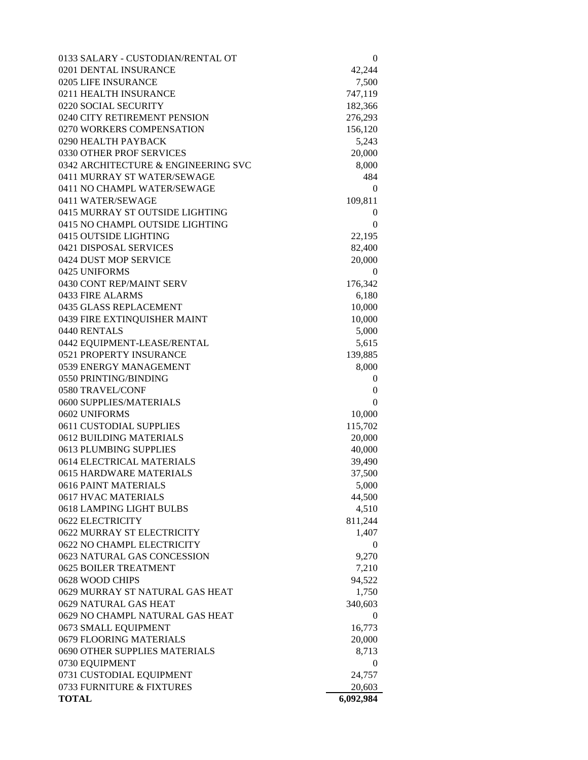| | |
|---|---|
| 0133 SALARY - CUSTODIAN/RENTAL OT | 0 |
| 0201 DENTAL INSURANCE | 42,244 |
| 0205 LIFE INSURANCE | 7,500 |
| 0211 HEALTH INSURANCE | 747,119 |
| 0220 SOCIAL SECURITY | 182,366 |
| 0240 CITY RETIREMENT PENSION | 276,293 |
| 0270 WORKERS COMPENSATION | 156,120 |
| 0290 HEALTH PAYBACK | 5,243 |
| 0330 OTHER PROF SERVICES | 20,000 |
| 0342 ARCHITECTURE & ENGINEERING SVC | 8,000 |
| 0411 MURRAY ST WATER/SEWAGE | 484 |
| 0411 NO CHAMPL WATER/SEWAGE | 0 |
| 0411 WATER/SEWAGE | 109,811 |
| 0415 MURRAY ST OUTSIDE LIGHTING | 0 |
| 0415 NO CHAMPL OUTSIDE LIGHTING | 0 |
| 0415 OUTSIDE LIGHTING | 22,195 |
| 0421 DISPOSAL SERVICES | 82,400 |
| 0424 DUST MOP SERVICE | 20,000 |
| 0425 UNIFORMS | 0 |
| 0430 CONT REP/MAINT SERV | 176,342 |
| 0433 FIRE ALARMS | 6,180 |
| 0435 GLASS REPLACEMENT | 10,000 |
| 0439 FIRE EXTINQUISHER MAINT | 10,000 |
| 0440 RENTALS | 5,000 |
| 0442 EQUIPMENT-LEASE/RENTAL | 5,615 |
| 0521 PROPERTY INSURANCE | 139,885 |
| 0539 ENERGY MANAGEMENT | 8,000 |
| 0550 PRINTING/BINDING | 0 |
| 0580 TRAVEL/CONF | 0 |
| 0600 SUPPLIES/MATERIALS | 0 |
| 0602 UNIFORMS | 10,000 |
| 0611 CUSTODIAL SUPPLIES | 115,702 |
| 0612 BUILDING MATERIALS | 20,000 |
| 0613 PLUMBING SUPPLIES | 40,000 |
| 0614 ELECTRICAL MATERIALS | 39,490 |
| 0615 HARDWARE MATERIALS | 37,500 |
| 0616 PAINT MATERIALS | 5,000 |
| 0617 HVAC MATERIALS | 44,500 |
| 0618 LAMPING LIGHT BULBS | 4,510 |
| 0622 ELECTRICITY | 811,244 |
| 0622 MURRAY ST ELECTRICITY | 1,407 |
| 0622 NO CHAMPL ELECTRICITY | 0 |
| 0623 NATURAL GAS CONCESSION | 9,270 |
| 0625 BOILER TREATMENT | 7,210 |
| 0628 WOOD CHIPS | 94,522 |
| 0629 MURRAY ST NATURAL GAS HEAT | 1,750 |
| 0629 NATURAL GAS HEAT | 340,603 |
| 0629 NO CHAMPL NATURAL GAS HEAT | 0 |
| 0673 SMALL EQUIPMENT | 16,773 |
| 0679 FLOORING MATERIALS | 20,000 |
| 0690 OTHER SUPPLIES MATERIALS | 8,713 |
| 0730 EQUIPMENT | 0 |
| 0731 CUSTODIAL EQUIPMENT | 24,757 |
| 0733 FURNITURE & FIXTURES | 20,603 |
| **TOTAL** | **6,092,984** |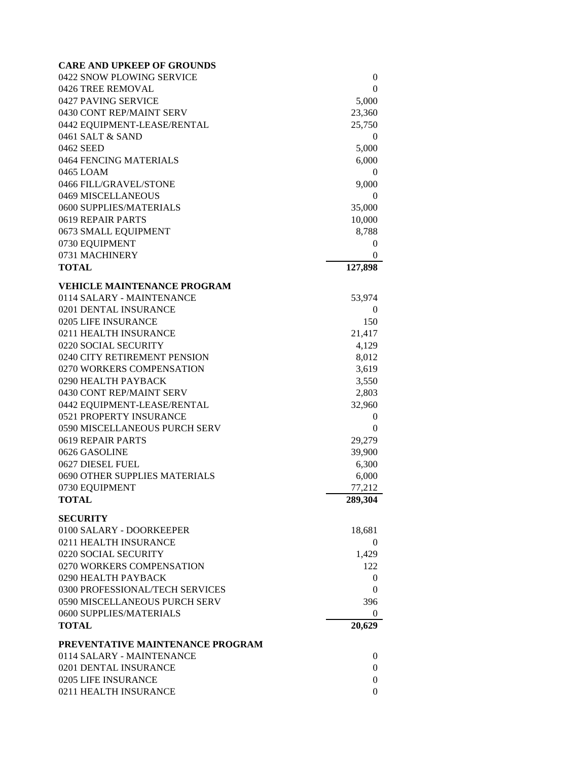**CARE AND UPKEEP OF GROUNDS**

| | |
|---|---|
| 0422 SNOW PLOWING SERVICE | 0 |
| 0426 TREE REMOVAL | 0 |
| 0427 PAVING SERVICE | 5,000 |
| 0430 CONT REP/MAINT SERV | 23,360 |
| 0442 EQUIPMENT-LEASE/RENTAL | 25,750 |
| 0461 SALT & SAND | 0 |
| 0462 SEED | 5,000 |
| 0464 FENCING MATERIALS | 6,000 |
| 0465 LOAM | 0 |
| 0466 FILL/GRAVEL/STONE | 9,000 |
| 0469 MISCELLANEOUS | 0 |
| 0600 SUPPLIES/MATERIALS | 35,000 |
| 0619 REPAIR PARTS | 10,000 |
| 0673 SMALL EQUIPMENT | 8,788 |
| 0730 EQUIPMENT | 0 |
| 0731 MACHINERY | 0 |
| **TOTAL** | **127,898** |

**VEHICLE MAINTENANCE PROGRAM**

| | |
|---|---|
| 0114 SALARY - MAINTENANCE | 53,974 |
| 0201 DENTAL INSURANCE | 0 |
| 0205 LIFE INSURANCE | 150 |
| 0211 HEALTH INSURANCE | 21,417 |
| 0220 SOCIAL SECURITY | 4,129 |
| 0240 CITY RETIREMENT PENSION | 8,012 |
| 0270 WORKERS COMPENSATION | 3,619 |
| 0290 HEALTH PAYBACK | 3,550 |
| 0430 CONT REP/MAINT SERV | 2,803 |
| 0442 EQUIPMENT-LEASE/RENTAL | 32,960 |
| 0521 PROPERTY INSURANCE | 0 |
| 0590 MISCELLANEOUS PURCH SERV | 0 |
| 0619 REPAIR PARTS | 29,279 |
| 0626 GASOLINE | 39,900 |
| 0627 DIESEL FUEL | 6,300 |
| 0690 OTHER SUPPLIES MATERIALS | 6,000 |
| 0730 EQUIPMENT | 77,212 |
| **TOTAL** | **289,304** |

**SECURITY**

| | |
|---|---|
| 0100 SALARY - DOORKEEPER | 18,681 |
| 0211 HEALTH INSURANCE | 0 |
| 0220 SOCIAL SECURITY | 1,429 |
| 0270 WORKERS COMPENSATION | 122 |
| 0290 HEALTH PAYBACK | 0 |
| 0300 PROFESSIONAL/TECH SERVICES | 0 |
| 0590 MISCELLANEOUS PURCH SERV | 396 |
| 0600 SUPPLIES/MATERIALS | 0 |
| **TOTAL** | **20,629** |

**PREVENTATIVE MAINTENANCE PROGRAM**

| | |
|---|---|
| 0114 SALARY - MAINTENANCE | 0 |
| 0201 DENTAL INSURANCE | 0 |
| 0205 LIFE INSURANCE | 0 |
| 0211 HEALTH INSURANCE | 0 |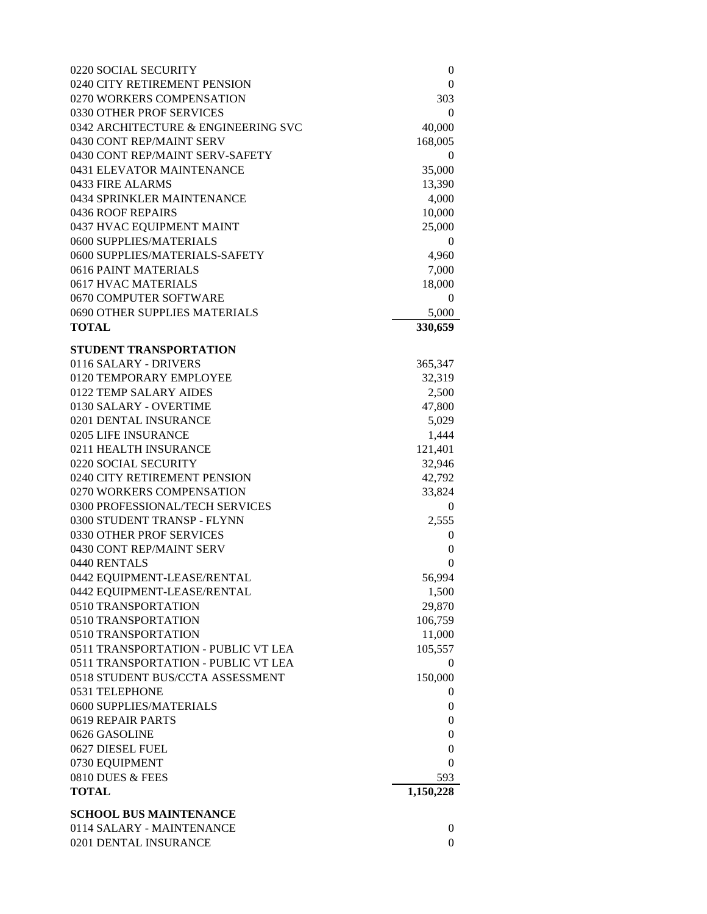| | |
|---|---|
| 0220 SOCIAL SECURITY | 0 |
| 0240 CITY RETIREMENT PENSION | 0 |
| 0270 WORKERS COMPENSATION | 303 |
| 0330 OTHER PROF SERVICES | 0 |
| 0342 ARCHITECTURE & ENGINEERING SVC | 40,000 |
| 0430 CONT REP/MAINT SERV | 168,005 |
| 0430 CONT REP/MAINT SERV-SAFETY | 0 |
| 0431 ELEVATOR MAINTENANCE | 35,000 |
| 0433 FIRE ALARMS | 13,390 |
| 0434 SPRINKLER MAINTENANCE | 4,000 |
| 0436 ROOF REPAIRS | 10,000 |
| 0437 HVAC EQUIPMENT MAINT | 25,000 |
| 0600 SUPPLIES/MATERIALS | 0 |
| 0600 SUPPLIES/MATERIALS-SAFETY | 4,960 |
| 0616 PAINT MATERIALS | 7,000 |
| 0617 HVAC MATERIALS | 18,000 |
| 0670 COMPUTER SOFTWARE | 0 |
| 0690 OTHER SUPPLIES MATERIALS | 5,000 |
| **TOTAL** | **330,659** |

**STUDENT TRANSPORTATION**

| | |
|---|---|
| 0116 SALARY - DRIVERS | 365,347 |
| 0120 TEMPORARY EMPLOYEE | 32,319 |
| 0122 TEMP SALARY AIDES | 2,500 |
| 0130 SALARY - OVERTIME | 47,800 |
| 0201 DENTAL INSURANCE | 5,029 |
| 0205 LIFE INSURANCE | 1,444 |
| 0211 HEALTH INSURANCE | 121,401 |
| 0220 SOCIAL SECURITY | 32,946 |
| 0240 CITY RETIREMENT PENSION | 42,792 |
| 0270 WORKERS COMPENSATION | 33,824 |
| 0300 PROFESSIONAL/TECH SERVICES | 0 |
| 0300 STUDENT TRANSP - FLYNN | 2,555 |
| 0330 OTHER PROF SERVICES | 0 |
| 0430 CONT REP/MAINT SERV | 0 |
| 0440 RENTALS | 0 |
| 0442 EQUIPMENT-LEASE/RENTAL | 56,994 |
| 0442 EQUIPMENT-LEASE/RENTAL | 1,500 |
| 0510 TRANSPORTATION | 29,870 |
| 0510 TRANSPORTATION | 106,759 |
| 0510 TRANSPORTATION | 11,000 |
| 0511 TRANSPORTATION - PUBLIC VT LEA | 105,557 |
| 0511 TRANSPORTATION - PUBLIC VT LEA | 0 |
| 0518 STUDENT BUS/CCTA ASSESSMENT | 150,000 |
| 0531 TELEPHONE | 0 |
| 0600 SUPPLIES/MATERIALS | 0 |
| 0619 REPAIR PARTS | 0 |
| 0626 GASOLINE | 0 |
| 0627 DIESEL FUEL | 0 |
| 0730 EQUIPMENT | 0 |
| 0810 DUES & FEES | 593 |
| **TOTAL** | **1,150,228** |

**SCHOOL BUS MAINTENANCE**

| | |
|---|---|
| 0114 SALARY - MAINTENANCE | 0 |
| 0201 DENTAL INSURANCE | 0 |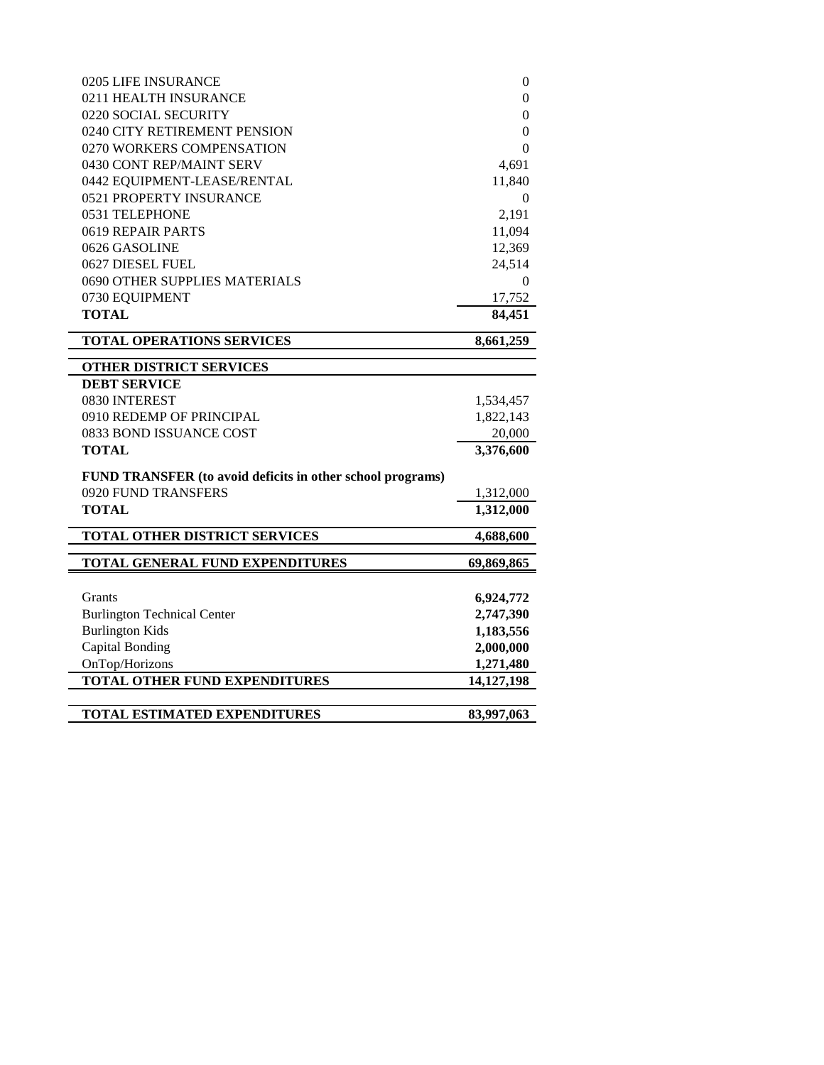| | |
|---|---|
| 0205 LIFE INSURANCE | 0 |
| 0211 HEALTH INSURANCE | 0 |
| 0220 SOCIAL SECURITY | 0 |
| 0240 CITY RETIREMENT PENSION | 0 |
| 0270 WORKERS COMPENSATION | 0 |
| 0430 CONT REP/MAINT SERV | 4,691 |
| 0442 EQUIPMENT-LEASE/RENTAL | 11,840 |
| 0521 PROPERTY INSURANCE | 0 |
| 0531 TELEPHONE | 2,191 |
| 0619 REPAIR PARTS | 11,094 |
| 0626 GASOLINE | 12,369 |
| 0627 DIESEL FUEL | 24,514 |
| 0690 OTHER SUPPLIES MATERIALS | 0 |
| 0730 EQUIPMENT | 17,752 |
| **TOTAL** | **84,451** |
| **TOTAL OPERATIONS SERVICES** | **8,661,259** |
| **OTHER DISTRICT SERVICES** | |
| **DEBT SERVICE** | |
| 0830 INTEREST | 1,534,457 |
| 0910 REDEMP OF PRINCIPAL | 1,822,143 |
| 0833 BOND ISSUANCE COST | 20,000 |
| **TOTAL** | **3,376,600** |
| **FUND TRANSFER (to avoid deficits in other school programs)** | |
| 0920 FUND TRANSFERS | 1,312,000 |
| **TOTAL** | **1,312,000** |
| **TOTAL OTHER DISTRICT SERVICES** | **4,688,600** |
| **TOTAL GENERAL FUND EXPENDITURES** | **69,869,865** |
| Grants | **6,924,772** |
| Burlington Technical Center | **2,747,390** |
| Burlington Kids | **1,183,556** |
| Capital Bonding | **2,000,000** |
| OnTop/Horizons | **1,271,480** |
| **TOTAL OTHER FUND EXPENDITURES** | **14,127,198** |
| **TOTAL ESTIMATED EXPENDITURES** | **83,997,063** |